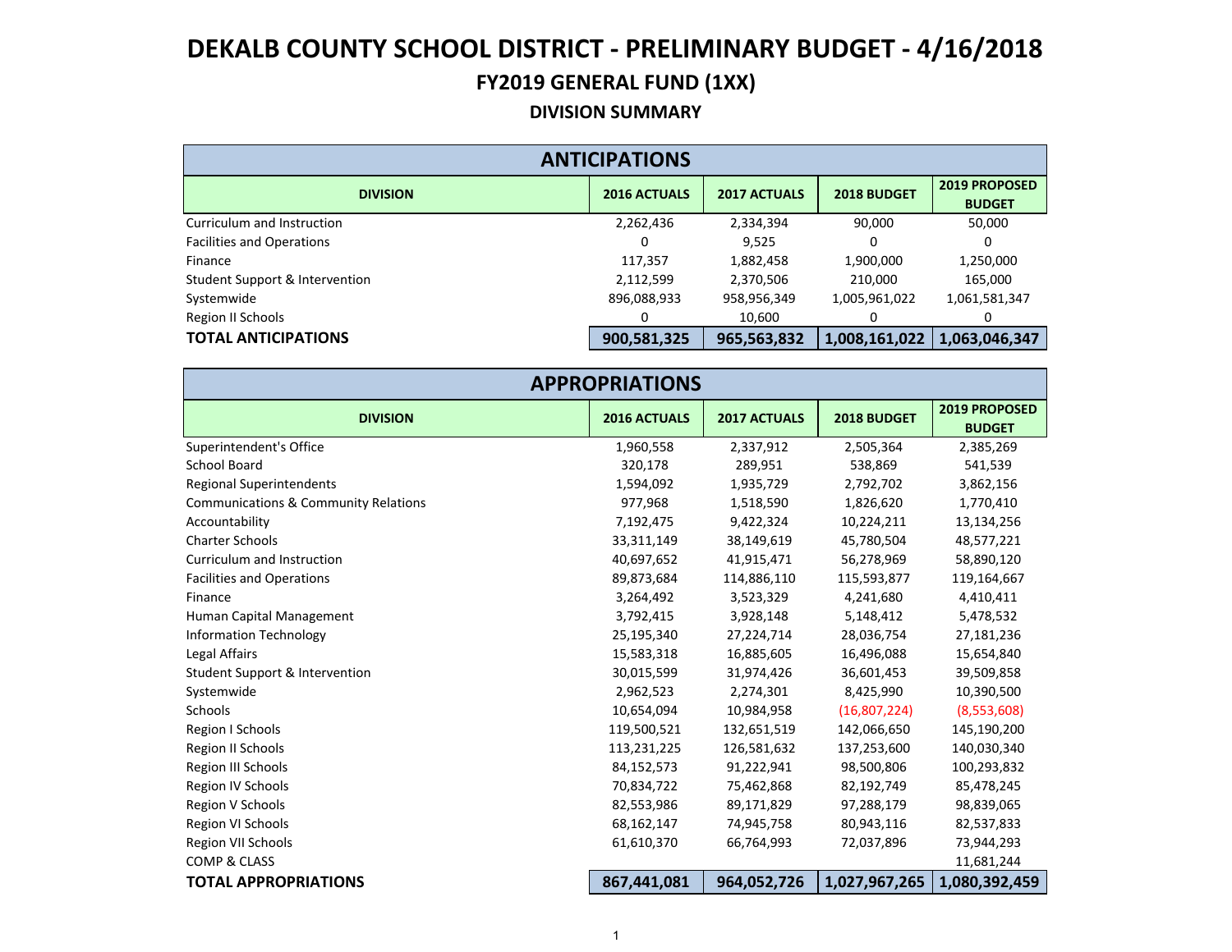# DEKALB COUNTY SCHOOL DISTRICT - PRELIMINARY BUDGET - 4/16/2018

## FY2019 GENERAL FUND (1XX)

### DIVISION SUMMARY

| ANTICIPATIONS | | | | |
|---|---|---|---|---|
| **DIVISION** | **2016 ACTUALS** | **2017 ACTUALS** | **2018 BUDGET** | **2019 PROPOSED BUDGET** |
| Curriculum and Instruction | 2,262,436 | 2,334,394 | 90,000 | 50,000 |
| Facilities and Operations | 0 | 9,525 | 0 | 0 |
| Finance | 117,357 | 1,882,458 | 1,900,000 | 1,250,000 |
| Student Support & Intervention | 2,112,599 | 2,370,506 | 210,000 | 165,000 |
| Systemwide | 896,088,933 | 958,956,349 | 1,005,961,022 | 1,061,581,347 |
| Region II Schools | 0 | 10,600 | 0 | 0 |
| **TOTAL ANTICIPATIONS** | **900,581,325** | **965,563,832** | **1,008,161,022** | **1,063,046,347** |

| APPROPRIATIONS | | | | |
|---|---|---|---|---|
| **DIVISION** | **2016 ACTUALS** | **2017 ACTUALS** | **2018 BUDGET** | **2019 PROPOSED BUDGET** |
| Superintendent's Office | 1,960,558 | 2,337,912 | 2,505,364 | 2,385,269 |
| School Board | 320,178 | 289,951 | 538,869 | 541,539 |
| Regional Superintendents | 1,594,092 | 1,935,729 | 2,792,702 | 3,862,156 |
| Communications & Community Relations | 977,968 | 1,518,590 | 1,826,620 | 1,770,410 |
| Accountability | 7,192,475 | 9,422,324 | 10,224,211 | 13,134,256 |
| Charter Schools | 33,311,149 | 38,149,619 | 45,780,504 | 48,577,221 |
| Curriculum and Instruction | 40,697,652 | 41,915,471 | 56,278,969 | 58,890,120 |
| Facilities and Operations | 89,873,684 | 114,886,110 | 115,593,877 | 119,164,667 |
| Finance | 3,264,492 | 3,523,329 | 4,241,680 | 4,410,411 |
| Human Capital Management | 3,792,415 | 3,928,148 | 5,148,412 | 5,478,532 |
| Information Technology | 25,195,340 | 27,224,714 | 28,036,754 | 27,181,236 |
| Legal Affairs | 15,583,318 | 16,885,605 | 16,496,088 | 15,654,840 |
| Student Support & Intervention | 30,015,599 | 31,974,426 | 36,601,453 | 39,509,858 |
| Systemwide | 2,962,523 | 2,274,301 | 8,425,990 | 10,390,500 |
| Schools | 10,654,094 | 10,984,958 | (16,807,224) | (8,553,608) |
| Region I Schools | 119,500,521 | 132,651,519 | 142,066,650 | 145,190,200 |
| Region II Schools | 113,231,225 | 126,581,632 | 137,253,600 | 140,030,340 |
| Region III Schools | 84,152,573 | 91,222,941 | 98,500,806 | 100,293,832 |
| Region IV Schools | 70,834,722 | 75,462,868 | 82,192,749 | 85,478,245 |
| Region V Schools | 82,553,986 | 89,171,829 | 97,288,179 | 98,839,065 |
| Region VI Schools | 68,162,147 | 74,945,758 | 80,943,116 | 82,537,833 |
| Region VII Schools | 61,610,370 | 66,764,993 | 72,037,896 | 73,944,293 |
| COMP & CLASS | | | | 11,681,244 |
| **TOTAL APPROPRIATIONS** | **867,441,081** | **964,052,726** | **1,027,967,265** | **1,080,392,459** |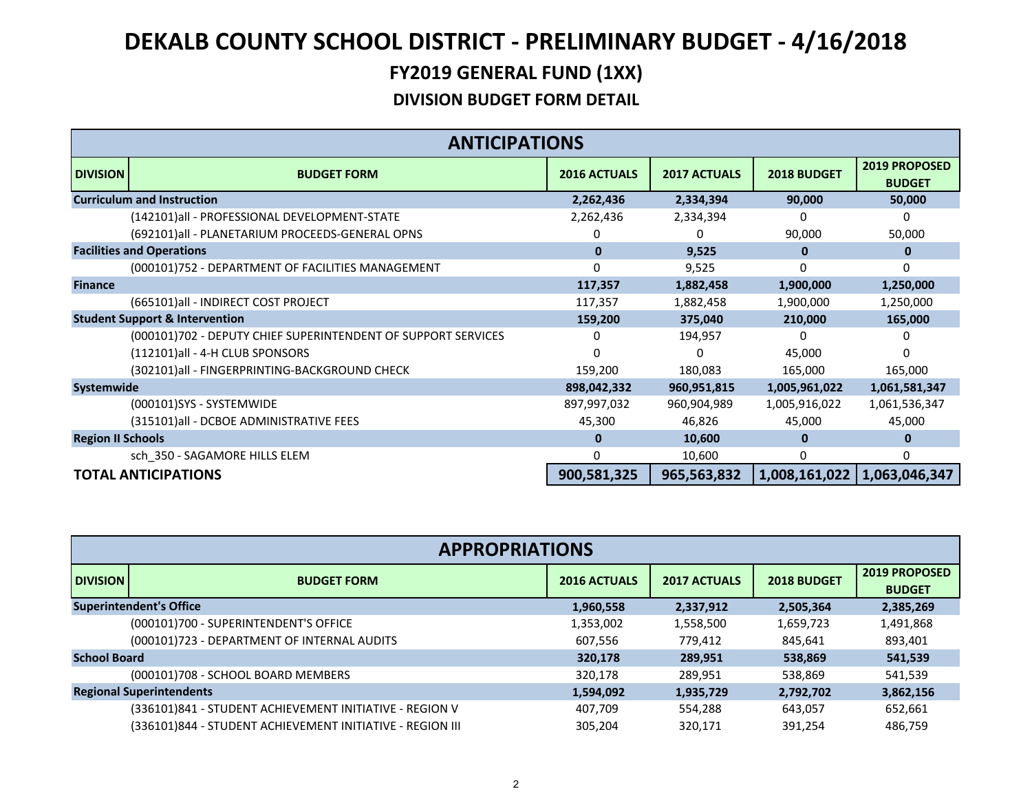# DEKALB COUNTY SCHOOL DISTRICT - PRELIMINARY BUDGET - 4/16/2018

## FY2019 GENERAL FUND (1XX)

### DIVISION BUDGET FORM DETAIL

| ANTICIPATIONS | | | | | |
|---|---|---|---|---|---|
| **DIVISION** | **BUDGET FORM** | **2016 ACTUALS** | **2017 ACTUALS** | **2018 BUDGET** | **2019 PROPOSED BUDGET** |
| **Curriculum and Instruction** | | **2,262,436** | **2,334,394** | **90,000** | **50,000** |
| | (142101)all - PROFESSIONAL DEVELOPMENT-STATE | 2,262,436 | 2,334,394 | 0 | 0 |
| | (692101)all - PLANETARIUM PROCEEDS-GENERAL OPNS | 0 | 0 | 90,000 | 50,000 |
| **Facilities and Operations** | | **0** | **9,525** | **0** | **0** |
| | (000101)752 - DEPARTMENT OF FACILITIES MANAGEMENT | 0 | 9,525 | 0 | 0 |
| **Finance** | | **117,357** | **1,882,458** | **1,900,000** | **1,250,000** |
| | (665101)all - INDIRECT COST PROJECT | 117,357 | 1,882,458 | 1,900,000 | 1,250,000 |
| **Student Support & Intervention** | | **159,200** | **375,040** | **210,000** | **165,000** |
| | (000101)702 - DEPUTY CHIEF SUPERINTENDENT OF SUPPORT SERVICES | 0 | 194,957 | 0 | 0 |
| | (112101)all - 4-H CLUB SPONSORS | 0 | 0 | 45,000 | 0 |
| | (302101)all - FINGERPRINTING-BACKGROUND CHECK | 159,200 | 180,083 | 165,000 | 165,000 |
| **Systemwide** | | **898,042,332** | **960,951,815** | **1,005,961,022** | **1,061,581,347** |
| | (000101)SYS - SYSTEMWIDE | 897,997,032 | 960,904,989 | 1,005,916,022 | 1,061,536,347 |
| | (315101)all - DCBOE ADMINISTRATIVE FEES | 45,300 | 46,826 | 45,000 | 45,000 |
| **Region II Schools** | | **0** | **10,600** | **0** | **0** |
| | sch_350 - SAGAMORE HILLS ELEM | 0 | 10,600 | 0 | 0 |
| **TOTAL ANTICIPATIONS** | | **900,581,325** | **965,563,832** | **1,008,161,022** | **1,063,046,347** |

| APPROPRIATIONS | | | | | |
|---|---|---|---|---|---|
| **DIVISION** | **BUDGET FORM** | **2016 ACTUALS** | **2017 ACTUALS** | **2018 BUDGET** | **2019 PROPOSED BUDGET** |
| **Superintendent's Office** | | **1,960,558** | **2,337,912** | **2,505,364** | **2,385,269** |
| | (000101)700 - SUPERINTENDENT'S OFFICE | 1,353,002 | 1,558,500 | 1,659,723 | 1,491,868 |
| | (000101)723 - DEPARTMENT OF INTERNAL AUDITS | 607,556 | 779,412 | 845,641 | 893,401 |
| **School Board** | | **320,178** | **289,951** | **538,869** | **541,539** |
| | (000101)708 - SCHOOL BOARD MEMBERS | 320,178 | 289,951 | 538,869 | 541,539 |
| **Regional Superintendents** | | **1,594,092** | **1,935,729** | **2,792,702** | **3,862,156** |
| | (336101)841 - STUDENT ACHIEVEMENT INITIATIVE - REGION V | 407,709 | 554,288 | 643,057 | 652,661 |
| | (336101)844 - STUDENT ACHIEVEMENT INITIATIVE - REGION III | 305,204 | 320,171 | 391,254 | 486,759 |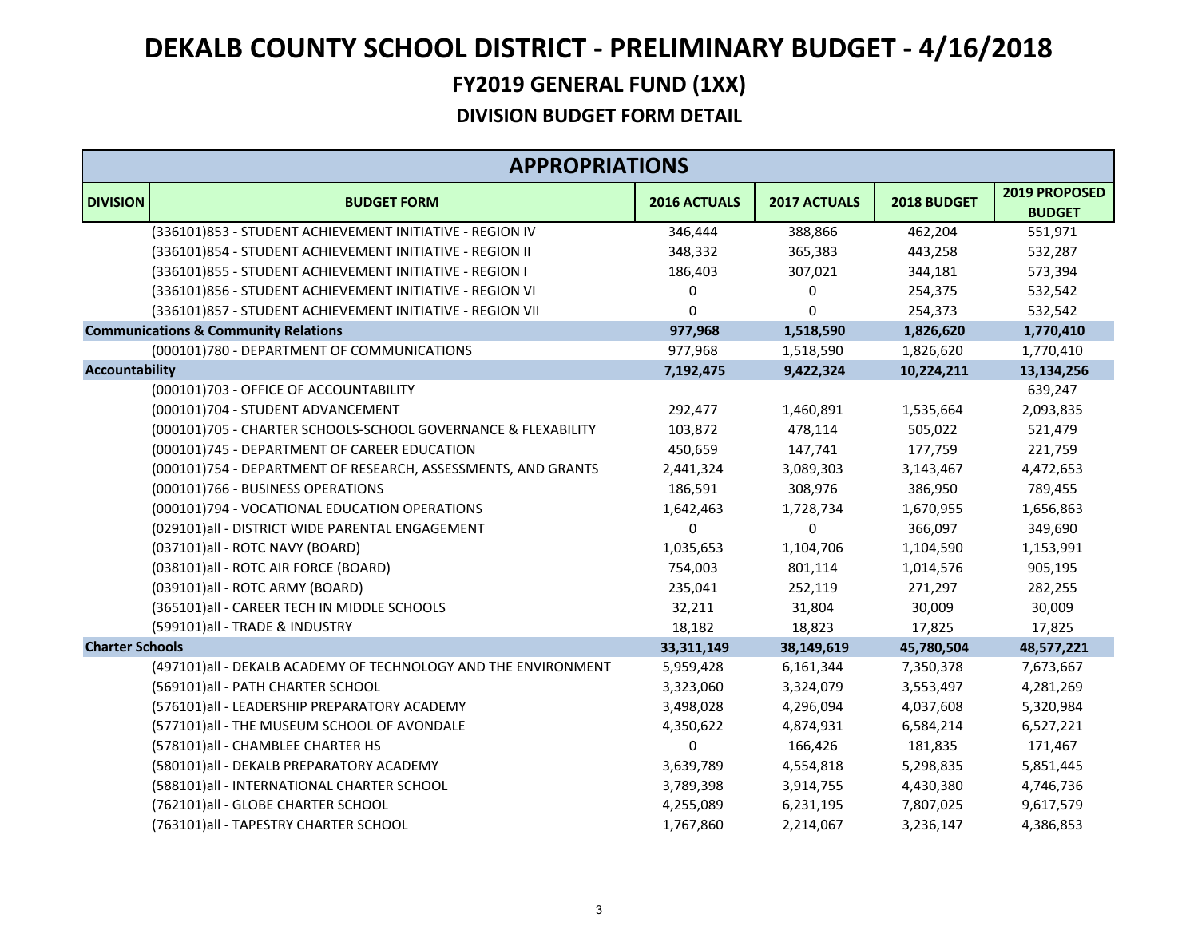# DEKALB COUNTY SCHOOL DISTRICT - PRELIMINARY BUDGET - 4/16/2018

## FY2019 GENERAL FUND (1XX)

### DIVISION BUDGET FORM DETAIL

| APPROPRIATIONS | | | | | |
|---|---|---|---|---|---|
| **DIVISION** | **BUDGET FORM** | **2016 ACTUALS** | **2017 ACTUALS** | **2018 BUDGET** | **2019 PROPOSED BUDGET** |
| | (336101)853 - STUDENT ACHIEVEMENT INITIATIVE - REGION IV | 346,444 | 388,866 | 462,204 | 551,971 |
| | (336101)854 - STUDENT ACHIEVEMENT INITIATIVE - REGION II | 348,332 | 365,383 | 443,258 | 532,287 |
| | (336101)855 - STUDENT ACHIEVEMENT INITIATIVE - REGION I | 186,403 | 307,021 | 344,181 | 573,394 |
| | (336101)856 - STUDENT ACHIEVEMENT INITIATIVE - REGION VI | 0 | 0 | 254,375 | 532,542 |
| | (336101)857 - STUDENT ACHIEVEMENT INITIATIVE - REGION VII | 0 | 0 | 254,373 | 532,542 |
| **Communications & Community Relations** | | **977,968** | **1,518,590** | **1,826,620** | **1,770,410** |
| | (000101)780 - DEPARTMENT OF COMMUNICATIONS | 977,968 | 1,518,590 | 1,826,620 | 1,770,410 |
| **Accountability** | | **7,192,475** | **9,422,324** | **10,224,211** | **13,134,256** |
| | (000101)703 - OFFICE OF ACCOUNTABILITY | | | | 639,247 |
| | (000101)704 - STUDENT ADVANCEMENT | 292,477 | 1,460,891 | 1,535,664 | 2,093,835 |
| | (000101)705 - CHARTER SCHOOLS-SCHOOL GOVERNANCE & FLEXABILITY | 103,872 | 478,114 | 505,022 | 521,479 |
| | (000101)745 - DEPARTMENT OF CAREER EDUCATION | 450,659 | 147,741 | 177,759 | 221,759 |
| | (000101)754 - DEPARTMENT OF RESEARCH, ASSESSMENTS, AND GRANTS | 2,441,324 | 3,089,303 | 3,143,467 | 4,472,653 |
| | (000101)766 - BUSINESS OPERATIONS | 186,591 | 308,976 | 386,950 | 789,455 |
| | (000101)794 - VOCATIONAL EDUCATION OPERATIONS | 1,642,463 | 1,728,734 | 1,670,955 | 1,656,863 |
| | (029101)all - DISTRICT WIDE PARENTAL ENGAGEMENT | 0 | 0 | 366,097 | 349,690 |
| | (037101)all - ROTC NAVY (BOARD) | 1,035,653 | 1,104,706 | 1,104,590 | 1,153,991 |
| | (038101)all - ROTC AIR FORCE (BOARD) | 754,003 | 801,114 | 1,014,576 | 905,195 |
| | (039101)all - ROTC ARMY (BOARD) | 235,041 | 252,119 | 271,297 | 282,255 |
| | (365101)all - CAREER TECH IN MIDDLE SCHOOLS | 32,211 | 31,804 | 30,009 | 30,009 |
| | (599101)all - TRADE & INDUSTRY | 18,182 | 18,823 | 17,825 | 17,825 |
| **Charter Schools** | | **33,311,149** | **38,149,619** | **45,780,504** | **48,577,221** |
| | (497101)all - DEKALB ACADEMY OF TECHNOLOGY AND THE ENVIRONMENT | 5,959,428 | 6,161,344 | 7,350,378 | 7,673,667 |
| | (569101)all - PATH CHARTER SCHOOL | 3,323,060 | 3,324,079 | 3,553,497 | 4,281,269 |
| | (576101)all - LEADERSHIP PREPARATORY ACADEMY | 3,498,028 | 4,296,094 | 4,037,608 | 5,320,984 |
| | (577101)all - THE MUSEUM SCHOOL OF AVONDALE | 4,350,622 | 4,874,931 | 6,584,214 | 6,527,221 |
| | (578101)all - CHAMBLEE CHARTER HS | 0 | 166,426 | 181,835 | 171,467 |
| | (580101)all - DEKALB PREPARATORY ACADEMY | 3,639,789 | 4,554,818 | 5,298,835 | 5,851,445 |
| | (588101)all - INTERNATIONAL CHARTER SCHOOL | 3,789,398 | 3,914,755 | 4,430,380 | 4,746,736 |
| | (762101)all - GLOBE CHARTER SCHOOL | 4,255,089 | 6,231,195 | 7,807,025 | 9,617,579 |
| | (763101)all - TAPESTRY CHARTER SCHOOL | 1,767,860 | 2,214,067 | 3,236,147 | 4,386,853 |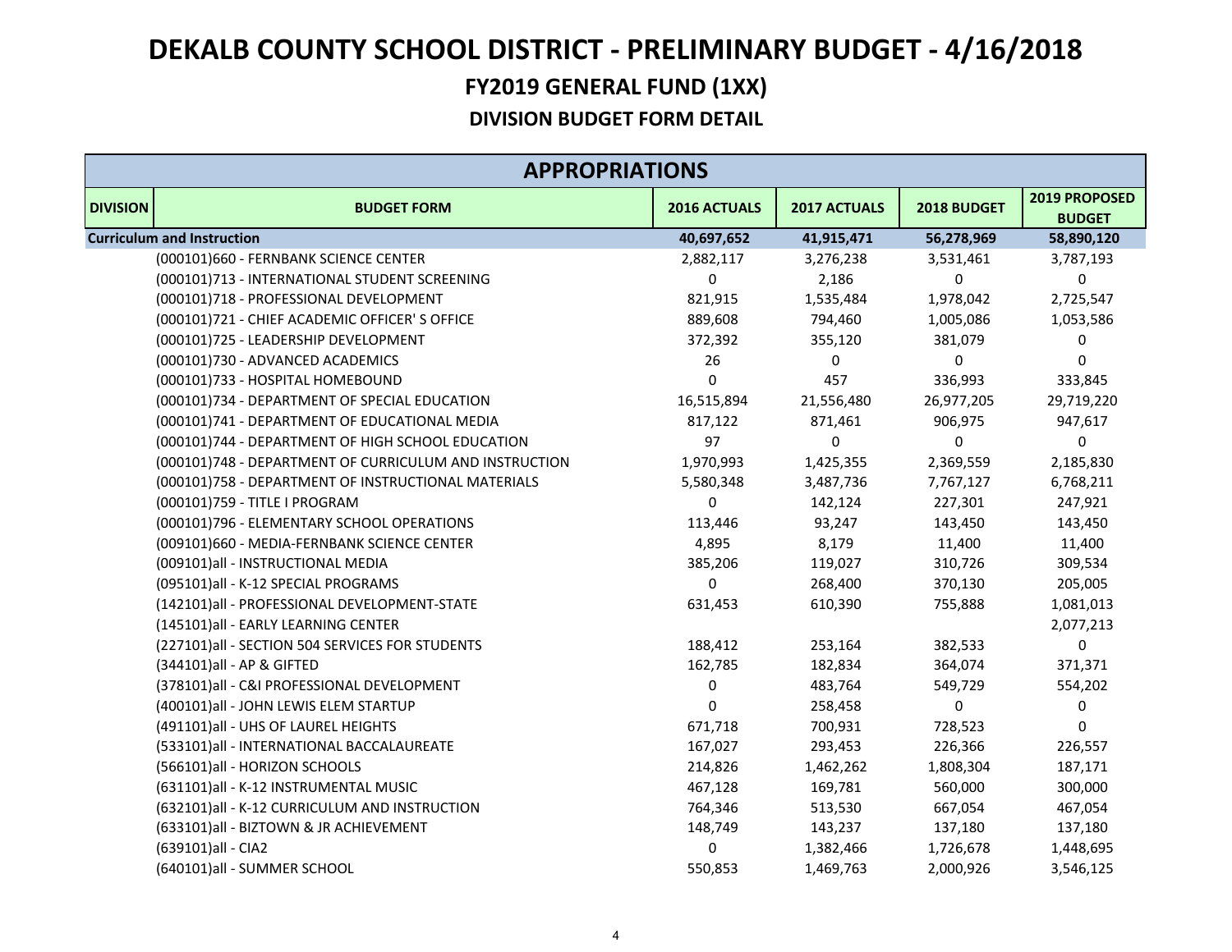# DEKALB COUNTY SCHOOL DISTRICT - PRELIMINARY BUDGET - 4/16/2018

## FY2019 GENERAL FUND (1XX)

### DIVISION BUDGET FORM DETAIL

| APPROPRIATIONS | | | | | |
|---|---|---|---|---|---|
| **DIVISION** | **BUDGET FORM** | **2016 ACTUALS** | **2017 ACTUALS** | **2018 BUDGET** | **2019 PROPOSED BUDGET** |
| **Curriculum and Instruction** | | **40,697,652** | **41,915,471** | **56,278,969** | **58,890,120** |
| | (000101)660 - FERNBANK SCIENCE CENTER | 2,882,117 | 3,276,238 | 3,531,461 | 3,787,193 |
| | (000101)713 - INTERNATIONAL STUDENT SCREENING | 0 | 2,186 | 0 | 0 |
| | (000101)718 - PROFESSIONAL DEVELOPMENT | 821,915 | 1,535,484 | 1,978,042 | 2,725,547 |
| | (000101)721 - CHIEF ACADEMIC OFFICER' S OFFICE | 889,608 | 794,460 | 1,005,086 | 1,053,586 |
| | (000101)725 - LEADERSHIP DEVELOPMENT | 372,392 | 355,120 | 381,079 | 0 |
| | (000101)730 - ADVANCED ACADEMICS | 26 | 0 | 0 | 0 |
| | (000101)733 - HOSPITAL HOMEBOUND | 0 | 457 | 336,993 | 333,845 |
| | (000101)734 - DEPARTMENT OF SPECIAL EDUCATION | 16,515,894 | 21,556,480 | 26,977,205 | 29,719,220 |
| | (000101)741 - DEPARTMENT OF EDUCATIONAL MEDIA | 817,122 | 871,461 | 906,975 | 947,617 |
| | (000101)744 - DEPARTMENT OF HIGH SCHOOL EDUCATION | 97 | 0 | 0 | 0 |
| | (000101)748 - DEPARTMENT OF CURRICULUM AND INSTRUCTION | 1,970,993 | 1,425,355 | 2,369,559 | 2,185,830 |
| | (000101)758 - DEPARTMENT OF INSTRUCTIONAL MATERIALS | 5,580,348 | 3,487,736 | 7,767,127 | 6,768,211 |
| | (000101)759 - TITLE I PROGRAM | 0 | 142,124 | 227,301 | 247,921 |
| | (000101)796 - ELEMENTARY SCHOOL OPERATIONS | 113,446 | 93,247 | 143,450 | 143,450 |
| | (009101)660 - MEDIA-FERNBANK SCIENCE CENTER | 4,895 | 8,179 | 11,400 | 11,400 |
| | (009101)all - INSTRUCTIONAL MEDIA | 385,206 | 119,027 | 310,726 | 309,534 |
| | (095101)all - K-12 SPECIAL PROGRAMS | 0 | 268,400 | 370,130 | 205,005 |
| | (142101)all - PROFESSIONAL DEVELOPMENT-STATE | 631,453 | 610,390 | 755,888 | 1,081,013 |
| | (145101)all - EARLY LEARNING CENTER | | | | 2,077,213 |
| | (227101)all - SECTION 504 SERVICES FOR STUDENTS | 188,412 | 253,164 | 382,533 | 0 |
| | (344101)all - AP & GIFTED | 162,785 | 182,834 | 364,074 | 371,371 |
| | (378101)all - C&I PROFESSIONAL DEVELOPMENT | 0 | 483,764 | 549,729 | 554,202 |
| | (400101)all - JOHN LEWIS ELEM STARTUP | 0 | 258,458 | 0 | 0 |
| | (491101)all - UHS OF LAUREL HEIGHTS | 671,718 | 700,931 | 728,523 | 0 |
| | (533101)all - INTERNATIONAL BACCALAUREATE | 167,027 | 293,453 | 226,366 | 226,557 |
| | (566101)all - HORIZON SCHOOLS | 214,826 | 1,462,262 | 1,808,304 | 187,171 |
| | (631101)all - K-12 INSTRUMENTAL MUSIC | 467,128 | 169,781 | 560,000 | 300,000 |
| | (632101)all - K-12 CURRICULUM AND INSTRUCTION | 764,346 | 513,530 | 667,054 | 467,054 |
| | (633101)all - BIZTOWN & JR ACHIEVEMENT | 148,749 | 143,237 | 137,180 | 137,180 |
| | (639101)all - CIA2 | 0 | 1,382,466 | 1,726,678 | 1,448,695 |
| | (640101)all - SUMMER SCHOOL | 550,853 | 1,469,763 | 2,000,926 | 3,546,125 |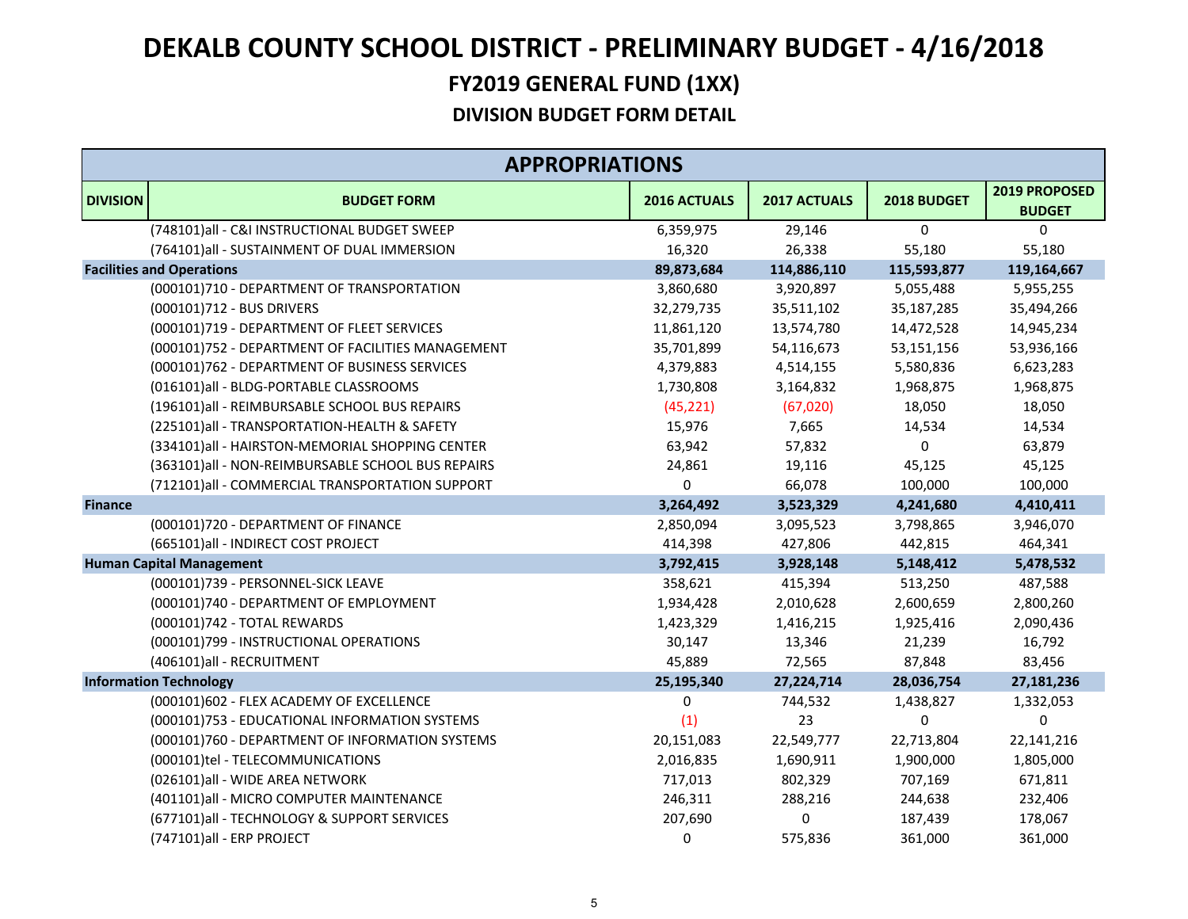# DEKALB COUNTY SCHOOL DISTRICT - PRELIMINARY BUDGET - 4/16/2018

## FY2019 GENERAL FUND (1XX)

### DIVISION BUDGET FORM DETAIL

| APPROPRIATIONS | | | | | |
|---|---|---|---|---|---|
| **DIVISION** | **BUDGET FORM** | **2016 ACTUALS** | **2017 ACTUALS** | **2018 BUDGET** | **2019 PROPOSED BUDGET** |
| | (748101)all - C&I INSTRUCTIONAL BUDGET SWEEP | 6,359,975 | 29,146 | 0 | 0 |
| | (764101)all - SUSTAINMENT OF DUAL IMMERSION | 16,320 | 26,338 | 55,180 | 55,180 |
| **Facilities and Operations** | | **89,873,684** | **114,886,110** | **115,593,877** | **119,164,667** |
| | (000101)710 - DEPARTMENT OF TRANSPORTATION | 3,860,680 | 3,920,897 | 5,055,488 | 5,955,255 |
| | (000101)712 - BUS DRIVERS | 32,279,735 | 35,511,102 | 35,187,285 | 35,494,266 |
| | (000101)719 - DEPARTMENT OF FLEET SERVICES | 11,861,120 | 13,574,780 | 14,472,528 | 14,945,234 |
| | (000101)752 - DEPARTMENT OF FACILITIES MANAGEMENT | 35,701,899 | 54,116,673 | 53,151,156 | 53,936,166 |
| | (000101)762 - DEPARTMENT OF BUSINESS SERVICES | 4,379,883 | 4,514,155 | 5,580,836 | 6,623,283 |
| | (016101)all - BLDG-PORTABLE CLASSROOMS | 1,730,808 | 3,164,832 | 1,968,875 | 1,968,875 |
| | (196101)all - REIMBURSABLE SCHOOL BUS REPAIRS | (45,221) | (67,020) | 18,050 | 18,050 |
| | (225101)all - TRANSPORTATION-HEALTH & SAFETY | 15,976 | 7,665 | 14,534 | 14,534 |
| | (334101)all - HAIRSTON-MEMORIAL SHOPPING CENTER | 63,942 | 57,832 | 0 | 63,879 |
| | (363101)all - NON-REIMBURSABLE SCHOOL BUS REPAIRS | 24,861 | 19,116 | 45,125 | 45,125 |
| | (712101)all - COMMERCIAL TRANSPORTATION SUPPORT | 0 | 66,078 | 100,000 | 100,000 |
| **Finance** | | **3,264,492** | **3,523,329** | **4,241,680** | **4,410,411** |
| | (000101)720 - DEPARTMENT OF FINANCE | 2,850,094 | 3,095,523 | 3,798,865 | 3,946,070 |
| | (665101)all - INDIRECT COST PROJECT | 414,398 | 427,806 | 442,815 | 464,341 |
| **Human Capital Management** | | **3,792,415** | **3,928,148** | **5,148,412** | **5,478,532** |
| | (000101)739 - PERSONNEL-SICK LEAVE | 358,621 | 415,394 | 513,250 | 487,588 |
| | (000101)740 - DEPARTMENT OF EMPLOYMENT | 1,934,428 | 2,010,628 | 2,600,659 | 2,800,260 |
| | (000101)742 - TOTAL REWARDS | 1,423,329 | 1,416,215 | 1,925,416 | 2,090,436 |
| | (000101)799 - INSTRUCTIONAL OPERATIONS | 30,147 | 13,346 | 21,239 | 16,792 |
| | (406101)all - RECRUITMENT | 45,889 | 72,565 | 87,848 | 83,456 |
| **Information Technology** | | **25,195,340** | **27,224,714** | **28,036,754** | **27,181,236** |
| | (000101)602 - FLEX ACADEMY OF EXCELLENCE | 0 | 744,532 | 1,438,827 | 1,332,053 |
| | (000101)753 - EDUCATIONAL INFORMATION SYSTEMS | (1) | 23 | 0 | 0 |
| | (000101)760 - DEPARTMENT OF INFORMATION SYSTEMS | 20,151,083 | 22,549,777 | 22,713,804 | 22,141,216 |
| | (000101)tel - TELECOMMUNICATIONS | 2,016,835 | 1,690,911 | 1,900,000 | 1,805,000 |
| | (026101)all - WIDE AREA NETWORK | 717,013 | 802,329 | 707,169 | 671,811 |
| | (401101)all - MICRO COMPUTER MAINTENANCE | 246,311 | 288,216 | 244,638 | 232,406 |
| | (677101)all - TECHNOLOGY & SUPPORT SERVICES | 207,690 | 0 | 187,439 | 178,067 |
| | (747101)all - ERP PROJECT | 0 | 575,836 | 361,000 | 361,000 |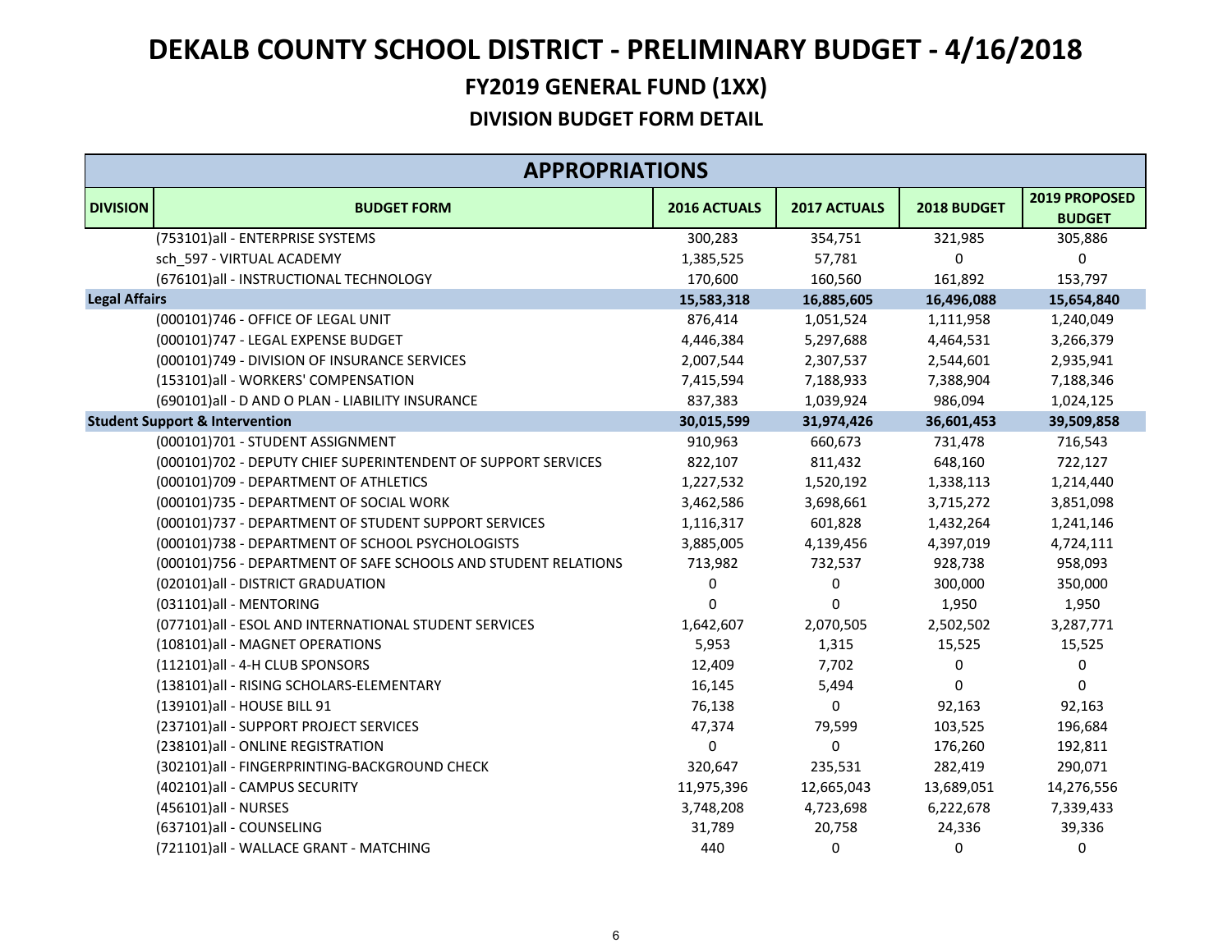# DEKALB COUNTY SCHOOL DISTRICT - PRELIMINARY BUDGET - 4/16/2018

## FY2019 GENERAL FUND (1XX)

### DIVISION BUDGET FORM DETAIL

| APPROPRIATIONS | | | | | |
|---|---|---|---|---|---|
| **DIVISION** | **BUDGET FORM** | **2016 ACTUALS** | **2017 ACTUALS** | **2018 BUDGET** | **2019 PROPOSED BUDGET** |
| | (753101)all - ENTERPRISE SYSTEMS | 300,283 | 354,751 | 321,985 | 305,886 |
| | sch_597 - VIRTUAL ACADEMY | 1,385,525 | 57,781 | 0 | 0 |
| | (676101)all - INSTRUCTIONAL TECHNOLOGY | 170,600 | 160,560 | 161,892 | 153,797 |
| **Legal Affairs** | | **15,583,318** | **16,885,605** | **16,496,088** | **15,654,840** |
| | (000101)746 - OFFICE OF LEGAL UNIT | 876,414 | 1,051,524 | 1,111,958 | 1,240,049 |
| | (000101)747 - LEGAL EXPENSE BUDGET | 4,446,384 | 5,297,688 | 4,464,531 | 3,266,379 |
| | (000101)749 - DIVISION OF INSURANCE SERVICES | 2,007,544 | 2,307,537 | 2,544,601 | 2,935,941 |
| | (153101)all - WORKERS' COMPENSATION | 7,415,594 | 7,188,933 | 7,388,904 | 7,188,346 |
| | (690101)all - D AND O PLAN - LIABILITY INSURANCE | 837,383 | 1,039,924 | 986,094 | 1,024,125 |
| **Student Support & Intervention** | | **30,015,599** | **31,974,426** | **36,601,453** | **39,509,858** |
| | (000101)701 - STUDENT ASSIGNMENT | 910,963 | 660,673 | 731,478 | 716,543 |
| | (000101)702 - DEPUTY CHIEF SUPERINTENDENT OF SUPPORT SERVICES | 822,107 | 811,432 | 648,160 | 722,127 |
| | (000101)709 - DEPARTMENT OF ATHLETICS | 1,227,532 | 1,520,192 | 1,338,113 | 1,214,440 |
| | (000101)735 - DEPARTMENT OF SOCIAL WORK | 3,462,586 | 3,698,661 | 3,715,272 | 3,851,098 |
| | (000101)737 - DEPARTMENT OF STUDENT SUPPORT SERVICES | 1,116,317 | 601,828 | 1,432,264 | 1,241,146 |
| | (000101)738 - DEPARTMENT OF SCHOOL PSYCHOLOGISTS | 3,885,005 | 4,139,456 | 4,397,019 | 4,724,111 |
| | (000101)756 - DEPARTMENT OF SAFE SCHOOLS AND STUDENT RELATIONS | 713,982 | 732,537 | 928,738 | 958,093 |
| | (020101)all - DISTRICT GRADUATION | 0 | 0 | 300,000 | 350,000 |
| | (031101)all - MENTORING | 0 | 0 | 1,950 | 1,950 |
| | (077101)all - ESOL AND INTERNATIONAL STUDENT SERVICES | 1,642,607 | 2,070,505 | 2,502,502 | 3,287,771 |
| | (108101)all - MAGNET OPERATIONS | 5,953 | 1,315 | 15,525 | 15,525 |
| | (112101)all - 4-H CLUB SPONSORS | 12,409 | 7,702 | 0 | 0 |
| | (138101)all - RISING SCHOLARS-ELEMENTARY | 16,145 | 5,494 | 0 | 0 |
| | (139101)all - HOUSE BILL 91 | 76,138 | 0 | 92,163 | 92,163 |
| | (237101)all - SUPPORT PROJECT SERVICES | 47,374 | 79,599 | 103,525 | 196,684 |
| | (238101)all - ONLINE REGISTRATION | 0 | 0 | 176,260 | 192,811 |
| | (302101)all - FINGERPRINTING-BACKGROUND CHECK | 320,647 | 235,531 | 282,419 | 290,071 |
| | (402101)all - CAMPUS SECURITY | 11,975,396 | 12,665,043 | 13,689,051 | 14,276,556 |
| | (456101)all - NURSES | 3,748,208 | 4,723,698 | 6,222,678 | 7,339,433 |
| | (637101)all - COUNSELING | 31,789 | 20,758 | 24,336 | 39,336 |
| | (721101)all - WALLACE GRANT - MATCHING | 440 | 0 | 0 | 0 |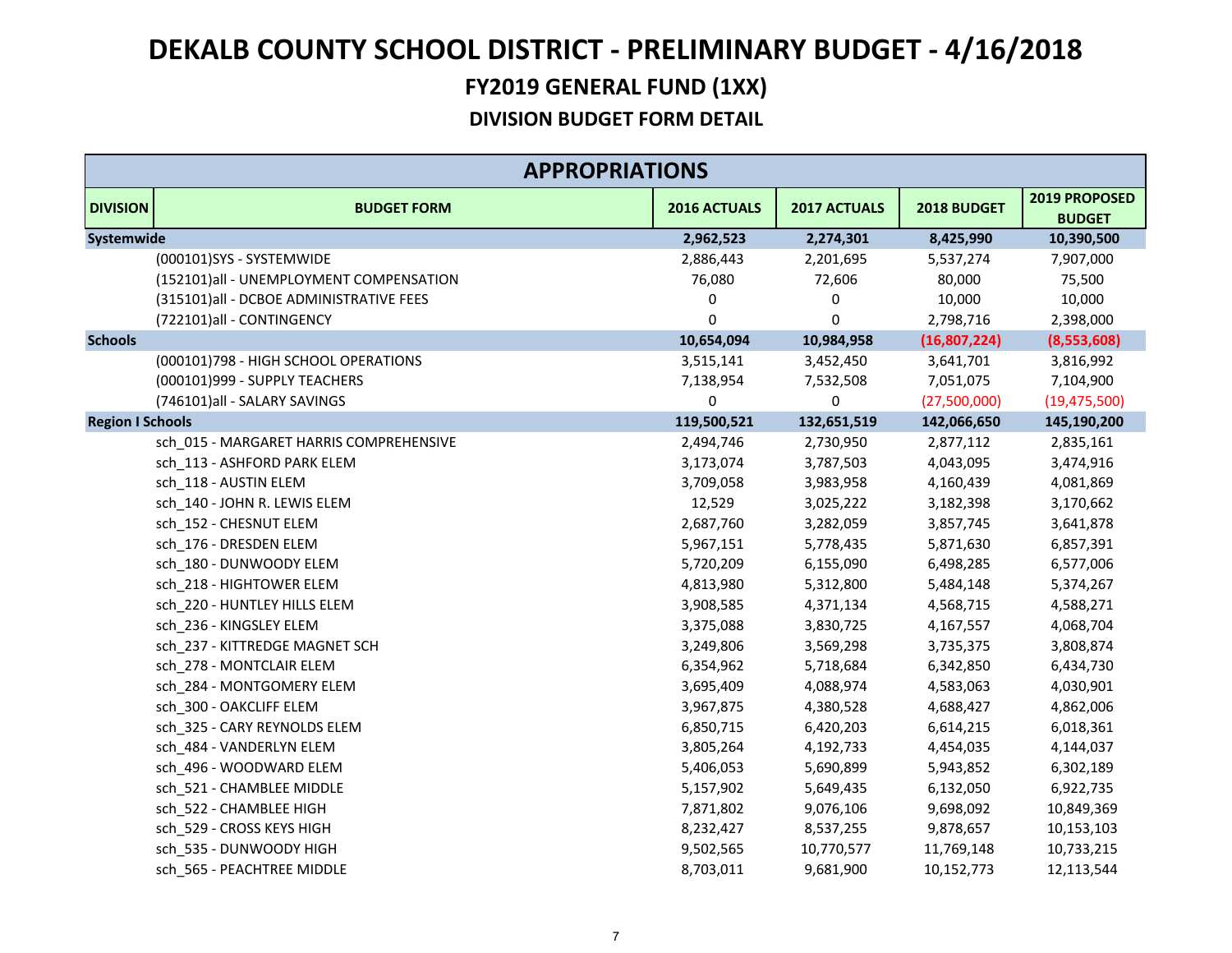# DEKALB COUNTY SCHOOL DISTRICT - PRELIMINARY BUDGET - 4/16/2018

## FY2019 GENERAL FUND (1XX)

### DIVISION BUDGET FORM DETAIL

| APPROPRIATIONS | | | | | |
|---|---|---|---|---|---|
| **DIVISION** | **BUDGET FORM** | **2016 ACTUALS** | **2017 ACTUALS** | **2018 BUDGET** | **2019 PROPOSED BUDGET** |
| **Systemwide** | | **2,962,523** | **2,274,301** | **8,425,990** | **10,390,500** |
| | (000101)SYS - SYSTEMWIDE | 2,886,443 | 2,201,695 | 5,537,274 | 7,907,000 |
| | (152101)all - UNEMPLOYMENT COMPENSATION | 76,080 | 72,606 | 80,000 | 75,500 |
| | (315101)all - DCBOE ADMINISTRATIVE FEES | 0 | 0 | 10,000 | 10,000 |
| | (722101)all - CONTINGENCY | 0 | 0 | 2,798,716 | 2,398,000 |
| **Schools** | | **10,654,094** | **10,984,958** | **(16,807,224)** | **(8,553,608)** |
| | (000101)798 - HIGH SCHOOL OPERATIONS | 3,515,141 | 3,452,450 | 3,641,701 | 3,816,992 |
| | (000101)999 - SUPPLY TEACHERS | 7,138,954 | 7,532,508 | 7,051,075 | 7,104,900 |
| | (746101)all - SALARY SAVINGS | 0 | 0 | (27,500,000) | (19,475,500) |
| **Region I Schools** | | **119,500,521** | **132,651,519** | **142,066,650** | **145,190,200** |
| | sch_015 - MARGARET HARRIS COMPREHENSIVE | 2,494,746 | 2,730,950 | 2,877,112 | 2,835,161 |
| | sch_113 - ASHFORD PARK ELEM | 3,173,074 | 3,787,503 | 4,043,095 | 3,474,916 |
| | sch_118 - AUSTIN ELEM | 3,709,058 | 3,983,958 | 4,160,439 | 4,081,869 |
| | sch_140 - JOHN R. LEWIS ELEM | 12,529 | 3,025,222 | 3,182,398 | 3,170,662 |
| | sch_152 - CHESNUT ELEM | 2,687,760 | 3,282,059 | 3,857,745 | 3,641,878 |
| | sch_176 - DRESDEN ELEM | 5,967,151 | 5,778,435 | 5,871,630 | 6,857,391 |
| | sch_180 - DUNWOODY ELEM | 5,720,209 | 6,155,090 | 6,498,285 | 6,577,006 |
| | sch_218 - HIGHTOWER ELEM | 4,813,980 | 5,312,800 | 5,484,148 | 5,374,267 |
| | sch_220 - HUNTLEY HILLS ELEM | 3,908,585 | 4,371,134 | 4,568,715 | 4,588,271 |
| | sch_236 - KINGSLEY ELEM | 3,375,088 | 3,830,725 | 4,167,557 | 4,068,704 |
| | sch_237 - KITTREDGE MAGNET SCH | 3,249,806 | 3,569,298 | 3,735,375 | 3,808,874 |
| | sch_278 - MONTCLAIR ELEM | 6,354,962 | 5,718,684 | 6,342,850 | 6,434,730 |
| | sch_284 - MONTGOMERY ELEM | 3,695,409 | 4,088,974 | 4,583,063 | 4,030,901 |
| | sch_300 - OAKCLIFF ELEM | 3,967,875 | 4,380,528 | 4,688,427 | 4,862,006 |
| | sch_325 - CARY REYNOLDS ELEM | 6,850,715 | 6,420,203 | 6,614,215 | 6,018,361 |
| | sch_484 - VANDERLYN ELEM | 3,805,264 | 4,192,733 | 4,454,035 | 4,144,037 |
| | sch_496 - WOODWARD ELEM | 5,406,053 | 5,690,899 | 5,943,852 | 6,302,189 |
| | sch_521 - CHAMBLEE MIDDLE | 5,157,902 | 5,649,435 | 6,132,050 | 6,922,735 |
| | sch_522 - CHAMBLEE HIGH | 7,871,802 | 9,076,106 | 9,698,092 | 10,849,369 |
| | sch_529 - CROSS KEYS HIGH | 8,232,427 | 8,537,255 | 9,878,657 | 10,153,103 |
| | sch_535 - DUNWOODY HIGH | 9,502,565 | 10,770,577 | 11,769,148 | 10,733,215 |
| | sch_565 - PEACHTREE MIDDLE | 8,703,011 | 9,681,900 | 10,152,773 | 12,113,544 |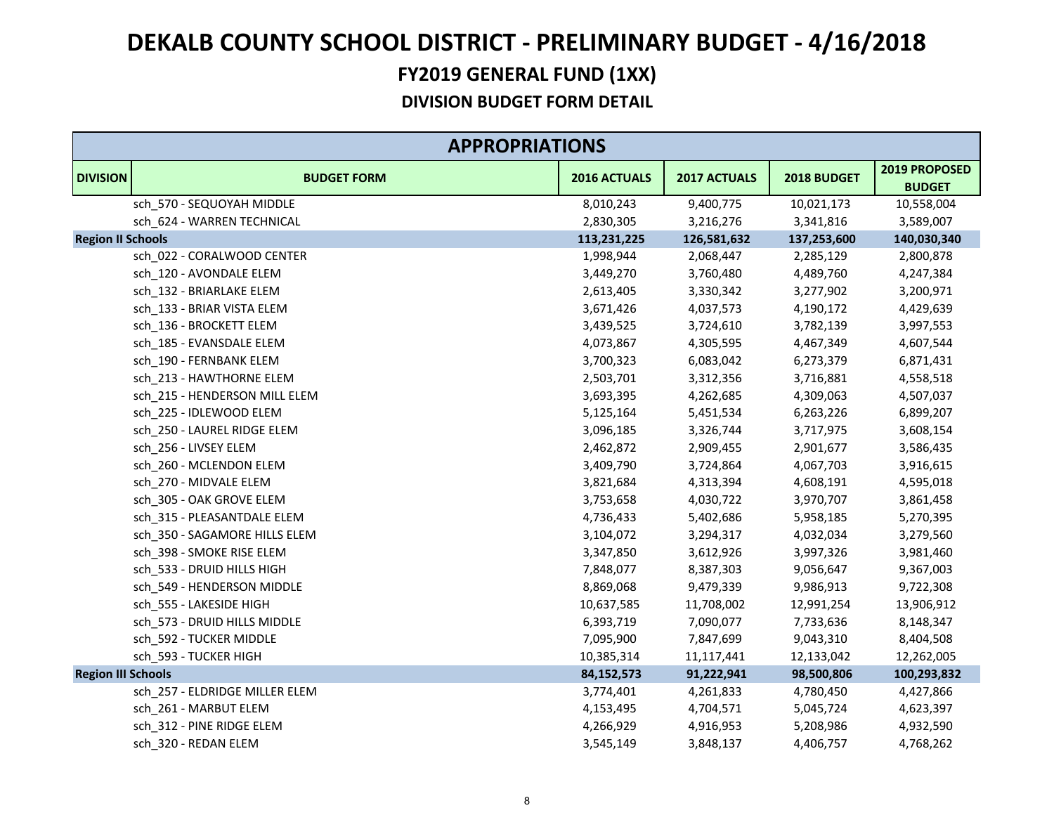# DEKALB COUNTY SCHOOL DISTRICT - PRELIMINARY BUDGET - 4/16/2018

## FY2019 GENERAL FUND (1XX)

### DIVISION BUDGET FORM DETAIL

| APPROPRIATIONS | | | | | |
|---|---|---|---|---|---|
| **DIVISION** | **BUDGET FORM** | **2016 ACTUALS** | **2017 ACTUALS** | **2018 BUDGET** | **2019 PROPOSED BUDGET** |
| | sch_570 - SEQUOYAH MIDDLE | 8,010,243 | 9,400,775 | 10,021,173 | 10,558,004 |
| | sch_624 - WARREN TECHNICAL | 2,830,305 | 3,216,276 | 3,341,816 | 3,589,007 |
| **Region II Schools** | | **113,231,225** | **126,581,632** | **137,253,600** | **140,030,340** |
| | sch_022 - CORALWOOD CENTER | 1,998,944 | 2,068,447 | 2,285,129 | 2,800,878 |
| | sch_120 - AVONDALE ELEM | 3,449,270 | 3,760,480 | 4,489,760 | 4,247,384 |
| | sch_132 - BRIARLAKE ELEM | 2,613,405 | 3,330,342 | 3,277,902 | 3,200,971 |
| | sch_133 - BRIAR VISTA ELEM | 3,671,426 | 4,037,573 | 4,190,172 | 4,429,639 |
| | sch_136 - BROCKETT ELEM | 3,439,525 | 3,724,610 | 3,782,139 | 3,997,553 |
| | sch_185 - EVANSDALE ELEM | 4,073,867 | 4,305,595 | 4,467,349 | 4,607,544 |
| | sch_190 - FERNBANK ELEM | 3,700,323 | 6,083,042 | 6,273,379 | 6,871,431 |
| | sch_213 - HAWTHORNE ELEM | 2,503,701 | 3,312,356 | 3,716,881 | 4,558,518 |
| | sch_215 - HENDERSON MILL ELEM | 3,693,395 | 4,262,685 | 4,309,063 | 4,507,037 |
| | sch_225 - IDLEWOOD ELEM | 5,125,164 | 5,451,534 | 6,263,226 | 6,899,207 |
| | sch_250 - LAUREL RIDGE ELEM | 3,096,185 | 3,326,744 | 3,717,975 | 3,608,154 |
| | sch_256 - LIVSEY ELEM | 2,462,872 | 2,909,455 | 2,901,677 | 3,586,435 |
| | sch_260 - MCLENDON ELEM | 3,409,790 | 3,724,864 | 4,067,703 | 3,916,615 |
| | sch_270 - MIDVALE ELEM | 3,821,684 | 4,313,394 | 4,608,191 | 4,595,018 |
| | sch_305 - OAK GROVE ELEM | 3,753,658 | 4,030,722 | 3,970,707 | 3,861,458 |
| | sch_315 - PLEASANTDALE ELEM | 4,736,433 | 5,402,686 | 5,958,185 | 5,270,395 |
| | sch_350 - SAGAMORE HILLS ELEM | 3,104,072 | 3,294,317 | 4,032,034 | 3,279,560 |
| | sch_398 - SMOKE RISE ELEM | 3,347,850 | 3,612,926 | 3,997,326 | 3,981,460 |
| | sch_533 - DRUID HILLS HIGH | 7,848,077 | 8,387,303 | 9,056,647 | 9,367,003 |
| | sch_549 - HENDERSON MIDDLE | 8,869,068 | 9,479,339 | 9,986,913 | 9,722,308 |
| | sch_555 - LAKESIDE HIGH | 10,637,585 | 11,708,002 | 12,991,254 | 13,906,912 |
| | sch_573 - DRUID HILLS MIDDLE | 6,393,719 | 7,090,077 | 7,733,636 | 8,148,347 |
| | sch_592 - TUCKER MIDDLE | 7,095,900 | 7,847,699 | 9,043,310 | 8,404,508 |
| | sch_593 - TUCKER HIGH | 10,385,314 | 11,117,441 | 12,133,042 | 12,262,005 |
| **Region III Schools** | | **84,152,573** | **91,222,941** | **98,500,806** | **100,293,832** |
| | sch_257 - ELDRIDGE MILLER ELEM | 3,774,401 | 4,261,833 | 4,780,450 | 4,427,866 |
| | sch_261 - MARBUT ELEM | 4,153,495 | 4,704,571 | 5,045,724 | 4,623,397 |
| | sch_312 - PINE RIDGE ELEM | 4,266,929 | 4,916,953 | 5,208,986 | 4,932,590 |
| | sch_320 - REDAN ELEM | 3,545,149 | 3,848,137 | 4,406,757 | 4,768,262 |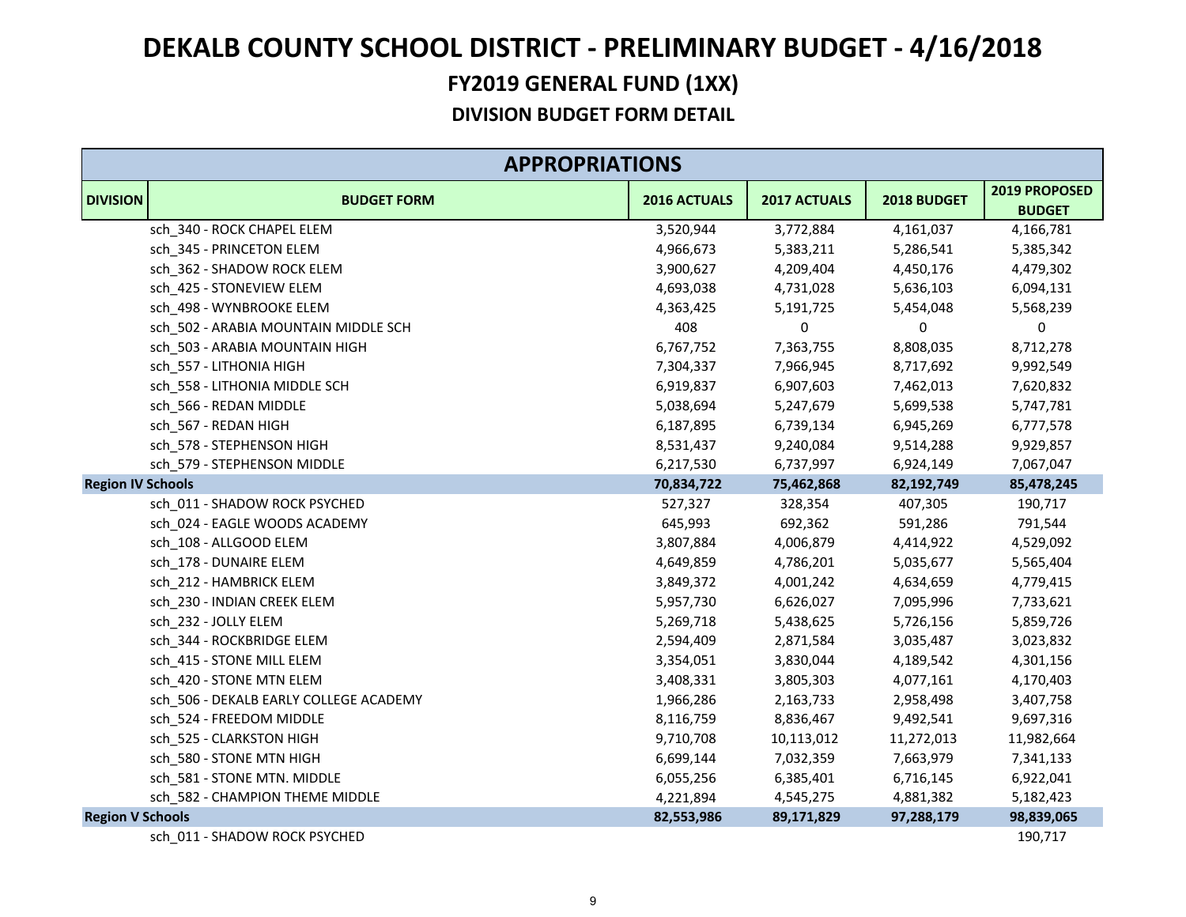# DEKALB COUNTY SCHOOL DISTRICT - PRELIMINARY BUDGET - 4/16/2018

## FY2019 GENERAL FUND (1XX)

### DIVISION BUDGET FORM DETAIL

| APPROPRIATIONS | | | | | |
|---|---|---|---|---|---|
| **DIVISION** | **BUDGET FORM** | **2016 ACTUALS** | **2017 ACTUALS** | **2018 BUDGET** | **2019 PROPOSED BUDGET** |
| | sch_340 - ROCK CHAPEL ELEM | 3,520,944 | 3,772,884 | 4,161,037 | 4,166,781 |
| | sch_345 - PRINCETON ELEM | 4,966,673 | 5,383,211 | 5,286,541 | 5,385,342 |
| | sch_362 - SHADOW ROCK ELEM | 3,900,627 | 4,209,404 | 4,450,176 | 4,479,302 |
| | sch_425 - STONEVIEW ELEM | 4,693,038 | 4,731,028 | 5,636,103 | 6,094,131 |
| | sch_498 - WYNBROOKE ELEM | 4,363,425 | 5,191,725 | 5,454,048 | 5,568,239 |
| | sch_502 - ARABIA MOUNTAIN MIDDLE SCH | 408 | 0 | 0 | 0 |
| | sch_503 - ARABIA MOUNTAIN HIGH | 6,767,752 | 7,363,755 | 8,808,035 | 8,712,278 |
| | sch_557 - LITHONIA HIGH | 7,304,337 | 7,966,945 | 8,717,692 | 9,992,549 |
| | sch_558 - LITHONIA MIDDLE SCH | 6,919,837 | 6,907,603 | 7,462,013 | 7,620,832 |
| | sch_566 - REDAN MIDDLE | 5,038,694 | 5,247,679 | 5,699,538 | 5,747,781 |
| | sch_567 - REDAN HIGH | 6,187,895 | 6,739,134 | 6,945,269 | 6,777,578 |
| | sch_578 - STEPHENSON HIGH | 8,531,437 | 9,240,084 | 9,514,288 | 9,929,857 |
| | sch_579 - STEPHENSON MIDDLE | 6,217,530 | 6,737,997 | 6,924,149 | 7,067,047 |
| **Region IV Schools** | | **70,834,722** | **75,462,868** | **82,192,749** | **85,478,245** |
| | sch_011 - SHADOW ROCK PSYCHED | 527,327 | 328,354 | 407,305 | 190,717 |
| | sch_024 - EAGLE WOODS ACADEMY | 645,993 | 692,362 | 591,286 | 791,544 |
| | sch_108 - ALLGOOD ELEM | 3,807,884 | 4,006,879 | 4,414,922 | 4,529,092 |
| | sch_178 - DUNAIRE ELEM | 4,649,859 | 4,786,201 | 5,035,677 | 5,565,404 |
| | sch_212 - HAMBRICK ELEM | 3,849,372 | 4,001,242 | 4,634,659 | 4,779,415 |
| | sch_230 - INDIAN CREEK ELEM | 5,957,730 | 6,626,027 | 7,095,996 | 7,733,621 |
| | sch_232 - JOLLY ELEM | 5,269,718 | 5,438,625 | 5,726,156 | 5,859,726 |
| | sch_344 - ROCKBRIDGE ELEM | 2,594,409 | 2,871,584 | 3,035,487 | 3,023,832 |
| | sch_415 - STONE MILL ELEM | 3,354,051 | 3,830,044 | 4,189,542 | 4,301,156 |
| | sch_420 - STONE MTN ELEM | 3,408,331 | 3,805,303 | 4,077,161 | 4,170,403 |
| | sch_506 - DEKALB EARLY COLLEGE ACADEMY | 1,966,286 | 2,163,733 | 2,958,498 | 3,407,758 |
| | sch_524 - FREEDOM MIDDLE | 8,116,759 | 8,836,467 | 9,492,541 | 9,697,316 |
| | sch_525 - CLARKSTON HIGH | 9,710,708 | 10,113,012 | 11,272,013 | 11,982,664 |
| | sch_580 - STONE MTN HIGH | 6,699,144 | 7,032,359 | 7,663,979 | 7,341,133 |
| | sch_581 - STONE MTN. MIDDLE | 6,055,256 | 6,385,401 | 6,716,145 | 6,922,041 |
| | sch_582 - CHAMPION THEME MIDDLE | 4,221,894 | 4,545,275 | 4,881,382 | 5,182,423 |
| **Region V Schools** | | **82,553,986** | **89,171,829** | **97,288,179** | **98,839,065** |
| | sch_011 - SHADOW ROCK PSYCHED | | | | 190,717 |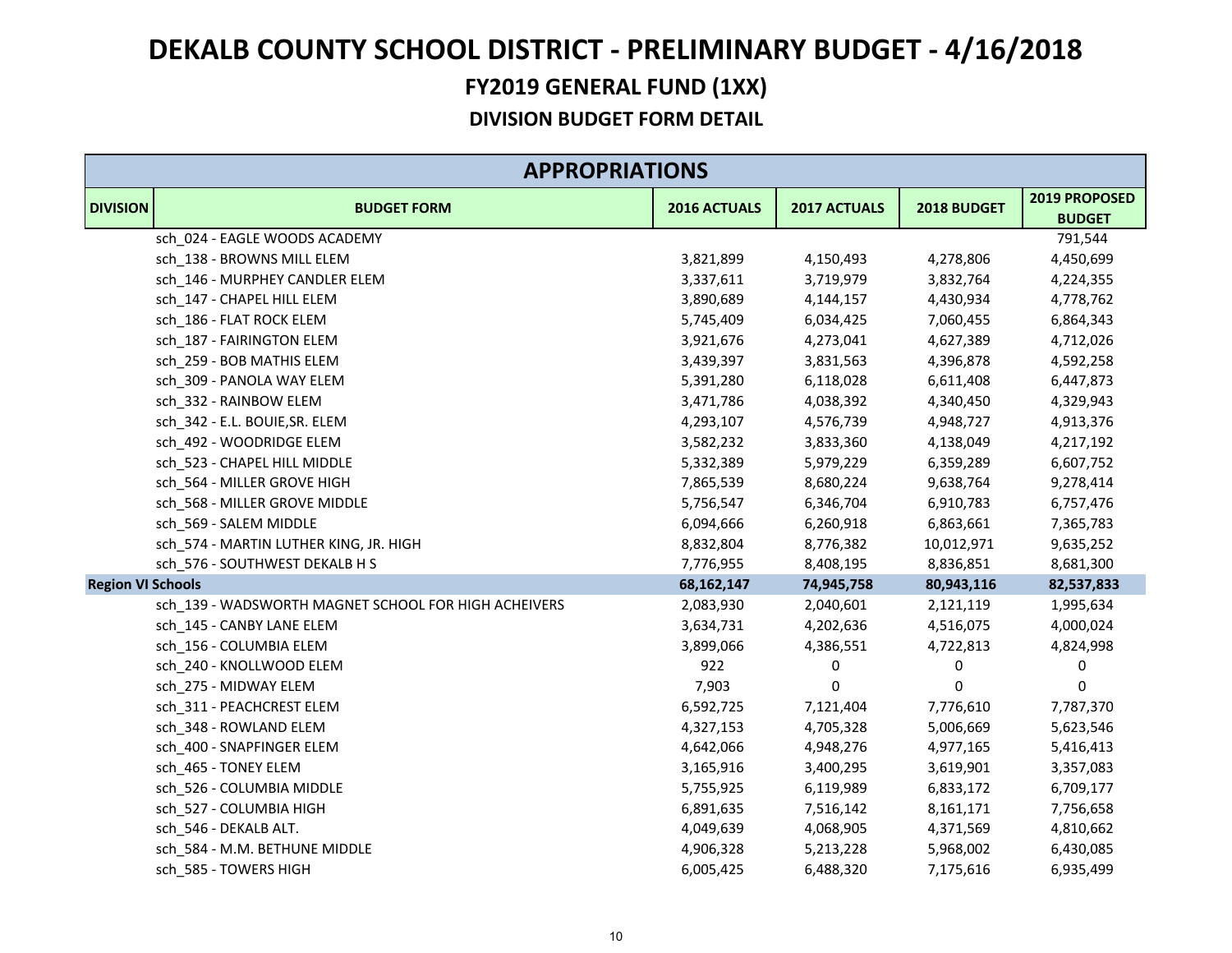# DEKALB COUNTY SCHOOL DISTRICT - PRELIMINARY BUDGET - 4/16/2018

## FY2019 GENERAL FUND (1XX)

### DIVISION BUDGET FORM DETAIL

| APPROPRIATIONS | | | | | |
|---|---|---|---|---|---|
| **DIVISION** | **BUDGET FORM** | **2016 ACTUALS** | **2017 ACTUALS** | **2018 BUDGET** | **2019 PROPOSED BUDGET** |
| | sch_024 - EAGLE WOODS ACADEMY | | | | 791,544 |
| | sch_138 - BROWNS MILL ELEM | 3,821,899 | 4,150,493 | 4,278,806 | 4,450,699 |
| | sch_146 - MURPHEY CANDLER ELEM | 3,337,611 | 3,719,979 | 3,832,764 | 4,224,355 |
| | sch_147 - CHAPEL HILL ELEM | 3,890,689 | 4,144,157 | 4,430,934 | 4,778,762 |
| | sch_186 - FLAT ROCK ELEM | 5,745,409 | 6,034,425 | 7,060,455 | 6,864,343 |
| | sch_187 - FAIRINGTON ELEM | 3,921,676 | 4,273,041 | 4,627,389 | 4,712,026 |
| | sch_259 - BOB MATHIS ELEM | 3,439,397 | 3,831,563 | 4,396,878 | 4,592,258 |
| | sch_309 - PANOLA WAY ELEM | 5,391,280 | 6,118,028 | 6,611,408 | 6,447,873 |
| | sch_332 - RAINBOW ELEM | 3,471,786 | 4,038,392 | 4,340,450 | 4,329,943 |
| | sch_342 - E.L. BOUIE,SR. ELEM | 4,293,107 | 4,576,739 | 4,948,727 | 4,913,376 |
| | sch_492 - WOODRIDGE ELEM | 3,582,232 | 3,833,360 | 4,138,049 | 4,217,192 |
| | sch_523 - CHAPEL HILL MIDDLE | 5,332,389 | 5,979,229 | 6,359,289 | 6,607,752 |
| | sch_564 - MILLER GROVE HIGH | 7,865,539 | 8,680,224 | 9,638,764 | 9,278,414 |
| | sch_568 - MILLER GROVE MIDDLE | 5,756,547 | 6,346,704 | 6,910,783 | 6,757,476 |
| | sch_569 - SALEM MIDDLE | 6,094,666 | 6,260,918 | 6,863,661 | 7,365,783 |
| | sch_574 - MARTIN LUTHER KING, JR. HIGH | 8,832,804 | 8,776,382 | 10,012,971 | 9,635,252 |
| | sch_576 - SOUTHWEST DEKALB H S | 7,776,955 | 8,408,195 | 8,836,851 | 8,681,300 |
| **Region VI Schools** | | **68,162,147** | **74,945,758** | **80,943,116** | **82,537,833** |
| | sch_139 - WADSWORTH MAGNET SCHOOL FOR HIGH ACHEIVERS | 2,083,930 | 2,040,601 | 2,121,119 | 1,995,634 |
| | sch_145 - CANBY LANE ELEM | 3,634,731 | 4,202,636 | 4,516,075 | 4,000,024 |
| | sch_156 - COLUMBIA ELEM | 3,899,066 | 4,386,551 | 4,722,813 | 4,824,998 |
| | sch_240 - KNOLLWOOD ELEM | 922 | 0 | 0 | 0 |
| | sch_275 - MIDWAY ELEM | 7,903 | 0 | 0 | 0 |
| | sch_311 - PEACHCREST ELEM | 6,592,725 | 7,121,404 | 7,776,610 | 7,787,370 |
| | sch_348 - ROWLAND ELEM | 4,327,153 | 4,705,328 | 5,006,669 | 5,623,546 |
| | sch_400 - SNAPFINGER ELEM | 4,642,066 | 4,948,276 | 4,977,165 | 5,416,413 |
| | sch_465 - TONEY ELEM | 3,165,916 | 3,400,295 | 3,619,901 | 3,357,083 |
| | sch_526 - COLUMBIA MIDDLE | 5,755,925 | 6,119,989 | 6,833,172 | 6,709,177 |
| | sch_527 - COLUMBIA HIGH | 6,891,635 | 7,516,142 | 8,161,171 | 7,756,658 |
| | sch_546 - DEKALB ALT. | 4,049,639 | 4,068,905 | 4,371,569 | 4,810,662 |
| | sch_584 - M.M. BETHUNE MIDDLE | 4,906,328 | 5,213,228 | 5,968,002 | 6,430,085 |
| | sch_585 - TOWERS HIGH | 6,005,425 | 6,488,320 | 7,175,616 | 6,935,499 |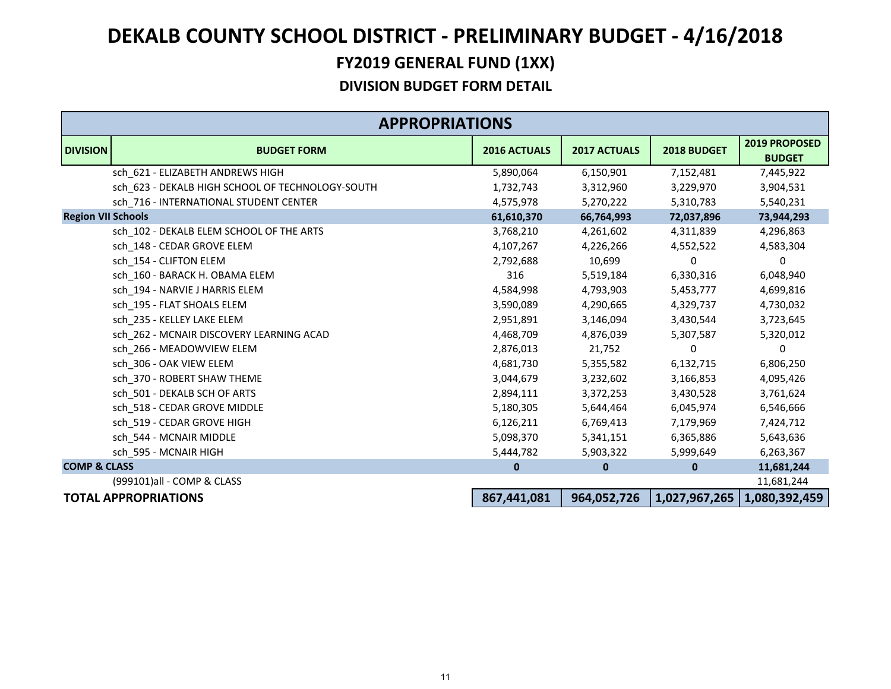# DEKALB COUNTY SCHOOL DISTRICT - PRELIMINARY BUDGET - 4/16/2018

## FY2019 GENERAL FUND (1XX)

### DIVISION BUDGET FORM DETAIL

| APPROPRIATIONS | | | | | |
|---|---|---|---|---|---|
| **DIVISION** | **BUDGET FORM** | **2016 ACTUALS** | **2017 ACTUALS** | **2018 BUDGET** | **2019 PROPOSED BUDGET** |
| | sch_621 - ELIZABETH ANDREWS HIGH | 5,890,064 | 6,150,901 | 7,152,481 | 7,445,922 |
| | sch_623 - DEKALB HIGH SCHOOL OF TECHNOLOGY-SOUTH | 1,732,743 | 3,312,960 | 3,229,970 | 3,904,531 |
| | sch_716 - INTERNATIONAL STUDENT CENTER | 4,575,978 | 5,270,222 | 5,310,783 | 5,540,231 |
| **Region VII Schools** | | **61,610,370** | **66,764,993** | **72,037,896** | **73,944,293** |
| | sch_102 - DEKALB ELEM SCHOOL OF THE ARTS | 3,768,210 | 4,261,602 | 4,311,839 | 4,296,863 |
| | sch_148 - CEDAR GROVE ELEM | 4,107,267 | 4,226,266 | 4,552,522 | 4,583,304 |
| | sch_154 - CLIFTON ELEM | 2,792,688 | 10,699 | 0 | 0 |
| | sch_160 - BARACK H. OBAMA ELEM | 316 | 5,519,184 | 6,330,316 | 6,048,940 |
| | sch_194 - NARVIE J HARRIS ELEM | 4,584,998 | 4,793,903 | 5,453,777 | 4,699,816 |
| | sch_195 - FLAT SHOALS ELEM | 3,590,089 | 4,290,665 | 4,329,737 | 4,730,032 |
| | sch_235 - KELLEY LAKE ELEM | 2,951,891 | 3,146,094 | 3,430,544 | 3,723,645 |
| | sch_262 - MCNAIR DISCOVERY LEARNING ACAD | 4,468,709 | 4,876,039 | 5,307,587 | 5,320,012 |
| | sch_266 - MEADOWVIEW ELEM | 2,876,013 | 21,752 | 0 | 0 |
| | sch_306 - OAK VIEW ELEM | 4,681,730 | 5,355,582 | 6,132,715 | 6,806,250 |
| | sch_370 - ROBERT SHAW THEME | 3,044,679 | 3,232,602 | 3,166,853 | 4,095,426 |
| | sch_501 - DEKALB SCH OF ARTS | 2,894,111 | 3,372,253 | 3,430,528 | 3,761,624 |
| | sch_518 - CEDAR GROVE MIDDLE | 5,180,305 | 5,644,464 | 6,045,974 | 6,546,666 |
| | sch_519 - CEDAR GROVE HIGH | 6,126,211 | 6,769,413 | 7,179,969 | 7,424,712 |
| | sch_544 - MCNAIR MIDDLE | 5,098,370 | 5,341,151 | 6,365,886 | 5,643,636 |
| | sch_595 - MCNAIR HIGH | 5,444,782 | 5,903,322 | 5,999,649 | 6,263,367 |
| **COMP & CLASS** | | **0** | **0** | **0** | **11,681,244** |
| | (999101)all - COMP & CLASS | | | | 11,681,244 |
| **TOTAL APPROPRIATIONS** | | **867,441,081** | **964,052,726** | **1,027,967,265** | **1,080,392,459** |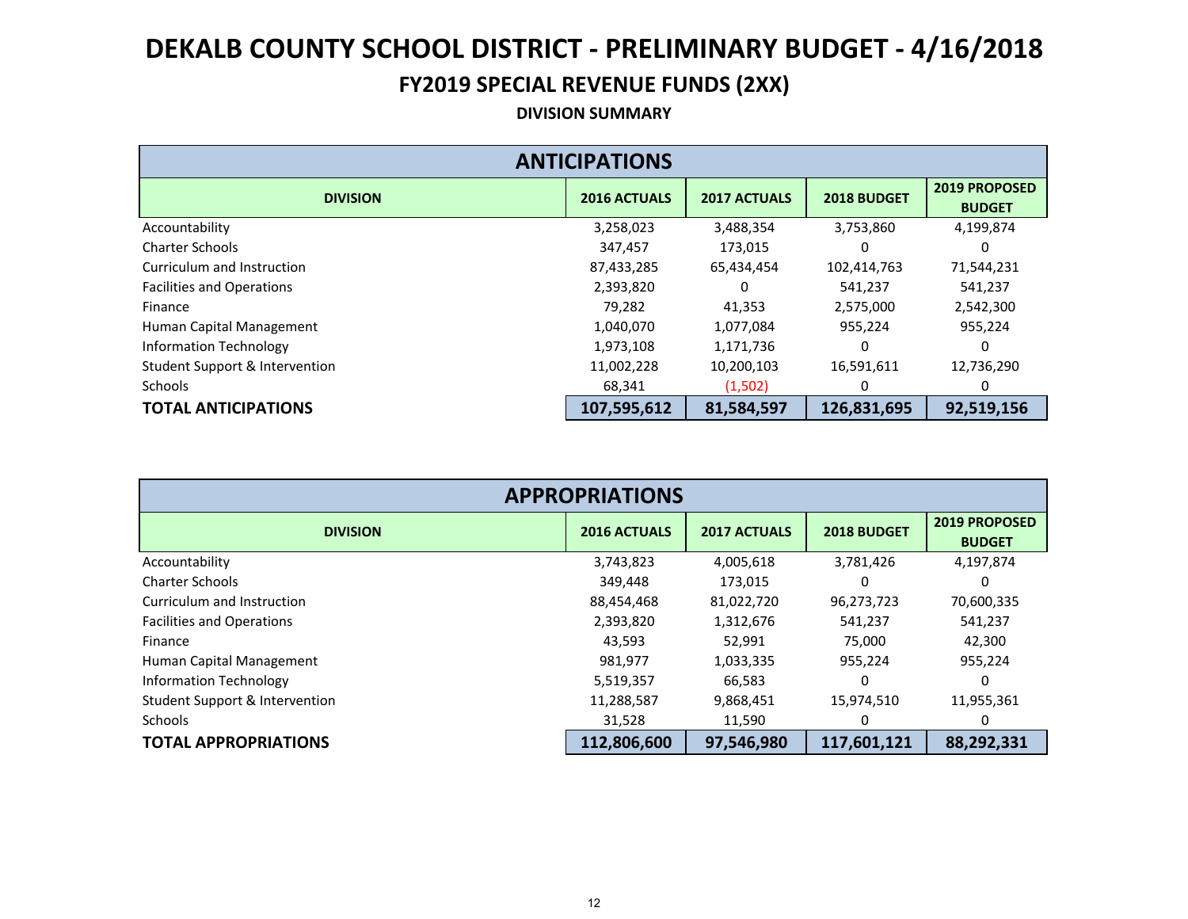# DEKALB COUNTY SCHOOL DISTRICT - PRELIMINARY BUDGET - 4/16/2018

## FY2019 SPECIAL REVENUE FUNDS (2XX)

### DIVISION SUMMARY

| ANTICIPATIONS | | | | |
|---|---|---|---|---|
| **DIVISION** | **2016 ACTUALS** | **2017 ACTUALS** | **2018 BUDGET** | **2019 PROPOSED BUDGET** |
| Accountability | 3,258,023 | 3,488,354 | 3,753,860 | 4,199,874 |
| Charter Schools | 347,457 | 173,015 | 0 | 0 |
| Curriculum and Instruction | 87,433,285 | 65,434,454 | 102,414,763 | 71,544,231 |
| Facilities and Operations | 2,393,820 | 0 | 541,237 | 541,237 |
| Finance | 79,282 | 41,353 | 2,575,000 | 2,542,300 |
| Human Capital Management | 1,040,070 | 1,077,084 | 955,224 | 955,224 |
| Information Technology | 1,973,108 | 1,171,736 | 0 | 0 |
| Student Support & Intervention | 11,002,228 | 10,200,103 | 16,591,611 | 12,736,290 |
| Schools | 68,341 | (1,502) | 0 | 0 |
| **TOTAL ANTICIPATIONS** | **107,595,612** | **81,584,597** | **126,831,695** | **92,519,156** |

| APPROPRIATIONS | | | | |
|---|---|---|---|---|
| **DIVISION** | **2016 ACTUALS** | **2017 ACTUALS** | **2018 BUDGET** | **2019 PROPOSED BUDGET** |
| Accountability | 3,743,823 | 4,005,618 | 3,781,426 | 4,197,874 |
| Charter Schools | 349,448 | 173,015 | 0 | 0 |
| Curriculum and Instruction | 88,454,468 | 81,022,720 | 96,273,723 | 70,600,335 |
| Facilities and Operations | 2,393,820 | 1,312,676 | 541,237 | 541,237 |
| Finance | 43,593 | 52,991 | 75,000 | 42,300 |
| Human Capital Management | 981,977 | 1,033,335 | 955,224 | 955,224 |
| Information Technology | 5,519,357 | 66,583 | 0 | 0 |
| Student Support & Intervention | 11,288,587 | 9,868,451 | 15,974,510 | 11,955,361 |
| Schools | 31,528 | 11,590 | 0 | 0 |
| **TOTAL APPROPRIATIONS** | **112,806,600** | **97,546,980** | **117,601,121** | **88,292,331** |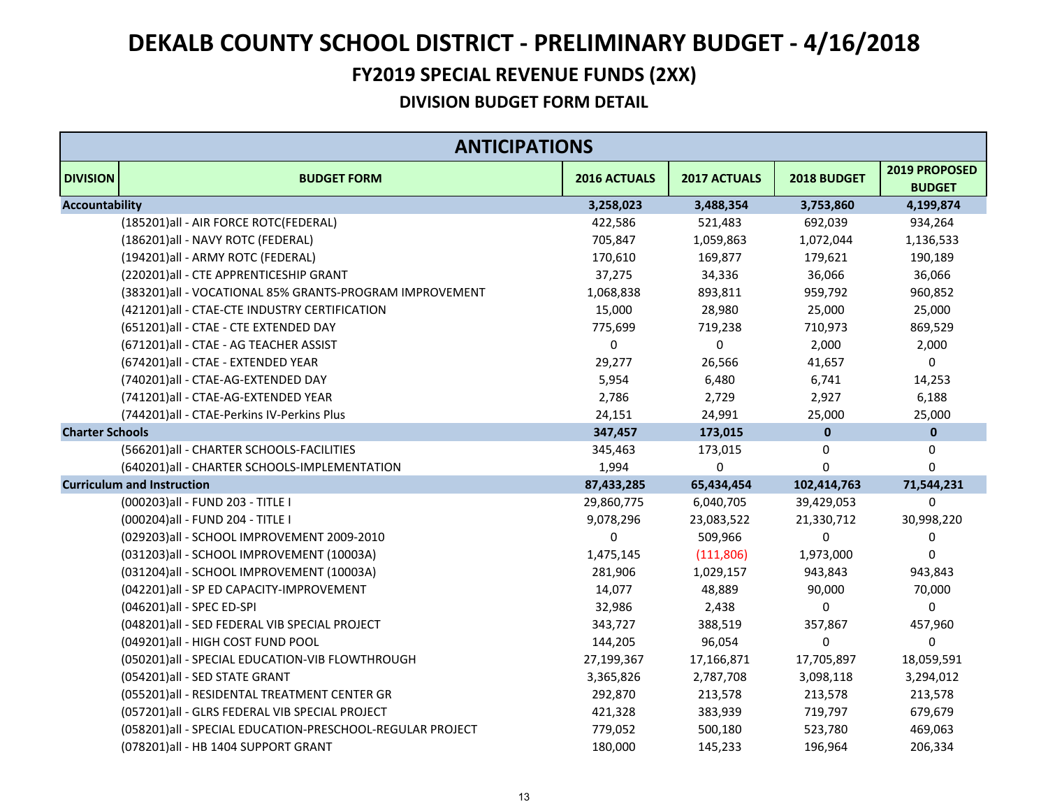# DEKALB COUNTY SCHOOL DISTRICT - PRELIMINARY BUDGET - 4/16/2018

## FY2019 SPECIAL REVENUE FUNDS (2XX)

### DIVISION BUDGET FORM DETAIL

| ANTICIPATIONS | | | | | |
|---|---|---|---|---|---|
| **DIVISION** | **BUDGET FORM** | **2016 ACTUALS** | **2017 ACTUALS** | **2018 BUDGET** | **2019 PROPOSED BUDGET** |
| **Accountability** | | **3,258,023** | **3,488,354** | **3,753,860** | **4,199,874** |
| | (185201)all - AIR FORCE ROTC(FEDERAL) | 422,586 | 521,483 | 692,039 | 934,264 |
| | (186201)all - NAVY ROTC (FEDERAL) | 705,847 | 1,059,863 | 1,072,044 | 1,136,533 |
| | (194201)all - ARMY ROTC (FEDERAL) | 170,610 | 169,877 | 179,621 | 190,189 |
| | (220201)all - CTE APPRENTICESHIP GRANT | 37,275 | 34,336 | 36,066 | 36,066 |
| | (383201)all - VOCATIONAL 85% GRANTS-PROGRAM IMPROVEMENT | 1,068,838 | 893,811 | 959,792 | 960,852 |
| | (421201)all - CTAE-CTE INDUSTRY CERTIFICATION | 15,000 | 28,980 | 25,000 | 25,000 |
| | (651201)all - CTAE - CTE EXTENDED DAY | 775,699 | 719,238 | 710,973 | 869,529 |
| | (671201)all - CTAE - AG TEACHER ASSIST | 0 | 0 | 2,000 | 2,000 |
| | (674201)all - CTAE - EXTENDED YEAR | 29,277 | 26,566 | 41,657 | 0 |
| | (740201)all - CTAE-AG-EXTENDED DAY | 5,954 | 6,480 | 6,741 | 14,253 |
| | (741201)all - CTAE-AG-EXTENDED YEAR | 2,786 | 2,729 | 2,927 | 6,188 |
| | (744201)all - CTAE-Perkins IV-Perkins Plus | 24,151 | 24,991 | 25,000 | 25,000 |
| **Charter Schools** | | **347,457** | **173,015** | **0** | **0** |
| | (566201)all - CHARTER SCHOOLS-FACILITIES | 345,463 | 173,015 | 0 | 0 |
| | (640201)all - CHARTER SCHOOLS-IMPLEMENTATION | 1,994 | 0 | 0 | 0 |
| **Curriculum and Instruction** | | **87,433,285** | **65,434,454** | **102,414,763** | **71,544,231** |
| | (000203)all - FUND 203 - TITLE I | 29,860,775 | 6,040,705 | 39,429,053 | 0 |
| | (000204)all - FUND 204 - TITLE I | 9,078,296 | 23,083,522 | 21,330,712 | 30,998,220 |
| | (029203)all - SCHOOL IMPROVEMENT 2009-2010 | 0 | 509,966 | 0 | 0 |
| | (031203)all - SCHOOL IMPROVEMENT (10003A) | 1,475,145 | (111,806) | 1,973,000 | 0 |
| | (031204)all - SCHOOL IMPROVEMENT (10003A) | 281,906 | 1,029,157 | 943,843 | 943,843 |
| | (042201)all - SP ED CAPACITY-IMPROVEMENT | 14,077 | 48,889 | 90,000 | 70,000 |
| | (046201)all - SPEC ED-SPI | 32,986 | 2,438 | 0 | 0 |
| | (048201)all - SED FEDERAL VIB SPECIAL PROJECT | 343,727 | 388,519 | 357,867 | 457,960 |
| | (049201)all - HIGH COST FUND POOL | 144,205 | 96,054 | 0 | 0 |
| | (050201)all - SPECIAL EDUCATION-VIB FLOWTHROUGH | 27,199,367 | 17,166,871 | 17,705,897 | 18,059,591 |
| | (054201)all - SED STATE GRANT | 3,365,826 | 2,787,708 | 3,098,118 | 3,294,012 |
| | (055201)all - RESIDENTAL TREATMENT CENTER GR | 292,870 | 213,578 | 213,578 | 213,578 |
| | (057201)all - GLRS FEDERAL VIB SPECIAL PROJECT | 421,328 | 383,939 | 719,797 | 679,679 |
| | (058201)all - SPECIAL EDUCATION-PRESCHOOL-REGULAR PROJECT | 779,052 | 500,180 | 523,780 | 469,063 |
| | (078201)all - HB 1404 SUPPORT GRANT | 180,000 | 145,233 | 196,964 | 206,334 |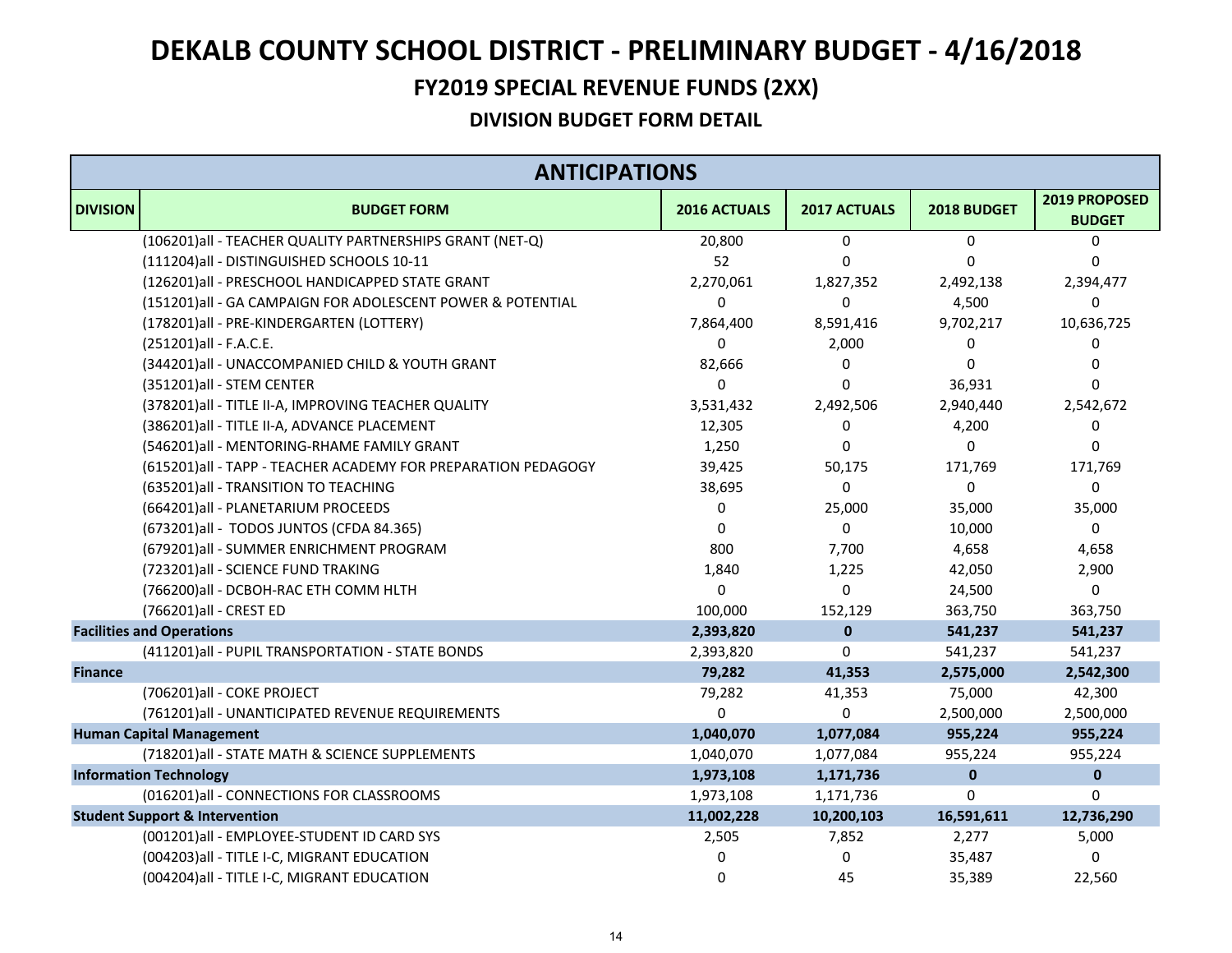# DEKALB COUNTY SCHOOL DISTRICT - PRELIMINARY BUDGET - 4/16/2018

## FY2019 SPECIAL REVENUE FUNDS (2XX)

### DIVISION BUDGET FORM DETAIL

| ANTICIPATIONS | | | | | |
|---|---|---|---|---|---|
| **DIVISION** | **BUDGET FORM** | **2016 ACTUALS** | **2017 ACTUALS** | **2018 BUDGET** | **2019 PROPOSED BUDGET** |
| | (106201)all - TEACHER QUALITY PARTNERSHIPS GRANT (NET-Q) | 20,800 | 0 | 0 | 0 |
| | (111204)all - DISTINGUISHED SCHOOLS 10-11 | 52 | 0 | 0 | 0 |
| | (126201)all - PRESCHOOL HANDICAPPED STATE GRANT | 2,270,061 | 1,827,352 | 2,492,138 | 2,394,477 |
| | (151201)all - GA CAMPAIGN FOR ADOLESCENT POWER & POTENTIAL | 0 | 0 | 4,500 | 0 |
| | (178201)all - PRE-KINDERGARTEN (LOTTERY) | 7,864,400 | 8,591,416 | 9,702,217 | 10,636,725 |
| | (251201)all - F.A.C.E. | 0 | 2,000 | 0 | 0 |
| | (344201)all - UNACCOMPANIED CHILD & YOUTH GRANT | 82,666 | 0 | 0 | 0 |
| | (351201)all - STEM CENTER | 0 | 0 | 36,931 | 0 |
| | (378201)all - TITLE II-A, IMPROVING TEACHER QUALITY | 3,531,432 | 2,492,506 | 2,940,440 | 2,542,672 |
| | (386201)all - TITLE II-A, ADVANCE PLACEMENT | 12,305 | 0 | 4,200 | 0 |
| | (546201)all - MENTORING-RHAME FAMILY GRANT | 1,250 | 0 | 0 | 0 |
| | (615201)all - TAPP - TEACHER ACADEMY FOR PREPARATION PEDAGOGY | 39,425 | 50,175 | 171,769 | 171,769 |
| | (635201)all - TRANSITION TO TEACHING | 38,695 | 0 | 0 | 0 |
| | (664201)all - PLANETARIUM PROCEEDS | 0 | 25,000 | 35,000 | 35,000 |
| | (673201)all - TODOS JUNTOS (CFDA 84.365) | 0 | 0 | 10,000 | 0 |
| | (679201)all - SUMMER ENRICHMENT PROGRAM | 800 | 7,700 | 4,658 | 4,658 |
| | (723201)all - SCIENCE FUND TRAKING | 1,840 | 1,225 | 42,050 | 2,900 |
| | (766200)all - DCBOH-RAC ETH COMM HLTH | 0 | 0 | 24,500 | 0 |
| | (766201)all - CREST ED | 100,000 | 152,129 | 363,750 | 363,750 |
| **Facilities and Operations** | | **2,393,820** | **0** | **541,237** | **541,237** |
| | (411201)all - PUPIL TRANSPORTATION - STATE BONDS | 2,393,820 | 0 | 541,237 | 541,237 |
| **Finance** | | **79,282** | **41,353** | **2,575,000** | **2,542,300** |
| | (706201)all - COKE PROJECT | 79,282 | 41,353 | 75,000 | 42,300 |
| | (761201)all - UNANTICIPATED REVENUE REQUIREMENTS | 0 | 0 | 2,500,000 | 2,500,000 |
| **Human Capital Management** | | **1,040,070** | **1,077,084** | **955,224** | **955,224** |
| | (718201)all - STATE MATH & SCIENCE SUPPLEMENTS | 1,040,070 | 1,077,084 | 955,224 | 955,224 |
| **Information Technology** | | **1,973,108** | **1,171,736** | **0** | **0** |
| | (016201)all - CONNECTIONS FOR CLASSROOMS | 1,973,108 | 1,171,736 | 0 | 0 |
| **Student Support & Intervention** | | **11,002,228** | **10,200,103** | **16,591,611** | **12,736,290** |
| | (001201)all - EMPLOYEE-STUDENT ID CARD SYS | 2,505 | 7,852 | 2,277 | 5,000 |
| | (004203)all - TITLE I-C, MIGRANT EDUCATION | 0 | 0 | 35,487 | 0 |
| | (004204)all - TITLE I-C, MIGRANT EDUCATION | 0 | 45 | 35,389 | 22,560 |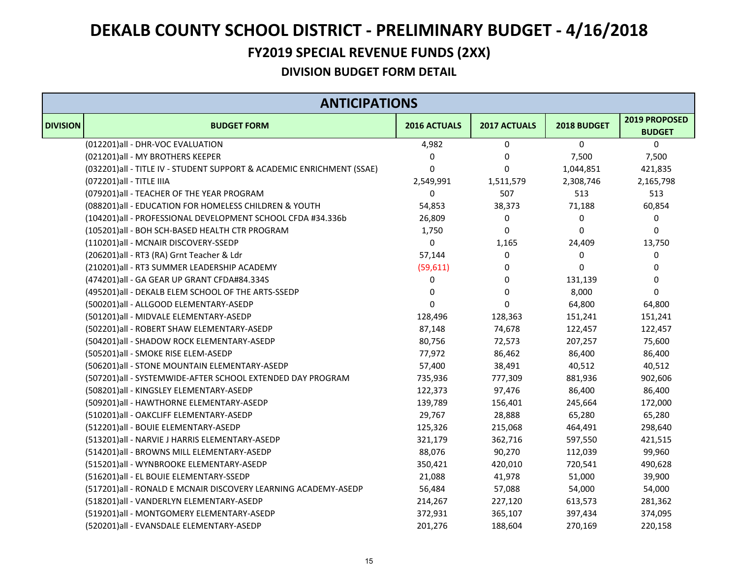# DEKALB COUNTY SCHOOL DISTRICT - PRELIMINARY BUDGET - 4/16/2018

## FY2019 SPECIAL REVENUE FUNDS (2XX)

### DIVISION BUDGET FORM DETAIL

| ANTICIPATIONS | | | | | |
|---|---|---|---|---|---|
| **DIVISION** | **BUDGET FORM** | **2016 ACTUALS** | **2017 ACTUALS** | **2018 BUDGET** | **2019 PROPOSED BUDGET** |
| | (012201)all - DHR-VOC EVALUATION | 4,982 | 0 | 0 | 0 |
| | (021201)all - MY BROTHERS KEEPER | 0 | 0 | 7,500 | 7,500 |
| | (032201)all - TITLE IV - STUDENT SUPPORT & ACADEMIC ENRICHMENT (SSAE) | 0 | 0 | 1,044,851 | 421,835 |
| | (072201)all - TITLE IIIA | 2,549,991 | 1,511,579 | 2,308,746 | 2,165,798 |
| | (079201)all - TEACHER OF THE YEAR PROGRAM | 0 | 507 | 513 | 513 |
| | (088201)all - EDUCATION FOR HOMELESS CHILDREN & YOUTH | 54,853 | 38,373 | 71,188 | 60,854 |
| | (104201)all - PROFESSIONAL DEVELOPMENT SCHOOL CFDA #34.336b | 26,809 | 0 | 0 | 0 |
| | (105201)all - BOH SCH-BASED HEALTH CTR PROGRAM | 1,750 | 0 | 0 | 0 |
| | (110201)all - MCNAIR DISCOVERY-SSEDP | 0 | 1,165 | 24,409 | 13,750 |
| | (206201)all - RT3 (RA) Grnt Teacher & Ldr | 57,144 | 0 | 0 | 0 |
| | (210201)all - RT3 SUMMER LEADERSHIP ACADEMY | (59,611) | 0 | 0 | 0 |
| | (474201)all - GA GEAR UP GRANT CFDA#84.334S | 0 | 0 | 131,139 | 0 |
| | (495201)all - DEKALB ELEM SCHOOL OF THE ARTS-SSEDP | 0 | 0 | 8,000 | 0 |
| | (500201)all - ALLGOOD ELEMENTARY-ASEDP | 0 | 0 | 64,800 | 64,800 |
| | (501201)all - MIDVALE ELEMENTARY-ASEDP | 128,496 | 128,363 | 151,241 | 151,241 |
| | (502201)all - ROBERT SHAW ELEMENTARY-ASEDP | 87,148 | 74,678 | 122,457 | 122,457 |
| | (504201)all - SHADOW ROCK ELEMENTARY-ASEDP | 80,756 | 72,573 | 207,257 | 75,600 |
| | (505201)all - SMOKE RISE ELEM-ASEDP | 77,972 | 86,462 | 86,400 | 86,400 |
| | (506201)all - STONE MOUNTAIN ELEMENTARY-ASEDP | 57,400 | 38,491 | 40,512 | 40,512 |
| | (507201)all - SYSTEMWIDE-AFTER SCHOOL EXTENDED DAY PROGRAM | 735,936 | 777,309 | 881,936 | 902,606 |
| | (508201)all - KINGSLEY ELEMENTARY-ASEDP | 122,373 | 97,476 | 86,400 | 86,400 |
| | (509201)all - HAWTHORNE ELEMENTARY-ASEDP | 139,789 | 156,401 | 245,664 | 172,000 |
| | (510201)all - OAKCLIFF ELEMENTARY-ASEDP | 29,767 | 28,888 | 65,280 | 65,280 |
| | (512201)all - BOUIE ELEMENTARY-ASEDP | 125,326 | 215,068 | 464,491 | 298,640 |
| | (513201)all - NARVIE J HARRIS ELEMENTARY-ASEDP | 321,179 | 362,716 | 597,550 | 421,515 |
| | (514201)all - BROWNS MILL ELEMENTARY-ASEDP | 88,076 | 90,270 | 112,039 | 99,960 |
| | (515201)all - WYNBROOKE ELEMENTARY-ASEDP | 350,421 | 420,010 | 720,541 | 490,628 |
| | (516201)all - EL BOUIE ELEMENTARY-SSEDP | 21,088 | 41,978 | 51,000 | 39,900 |
| | (517201)all - RONALD E MCNAIR DISCOVERY LEARNING ACADEMY-ASEDP | 56,484 | 57,088 | 54,000 | 54,000 |
| | (518201)all - VANDERLYN ELEMENTARY-ASEDP | 214,267 | 227,120 | 613,573 | 281,362 |
| | (519201)all - MONTGOMERY ELEMENTARY-ASEDP | 372,931 | 365,107 | 397,434 | 374,095 |
| | (520201)all - EVANSDALE ELEMENTARY-ASEDP | 201,276 | 188,604 | 270,169 | 220,158 |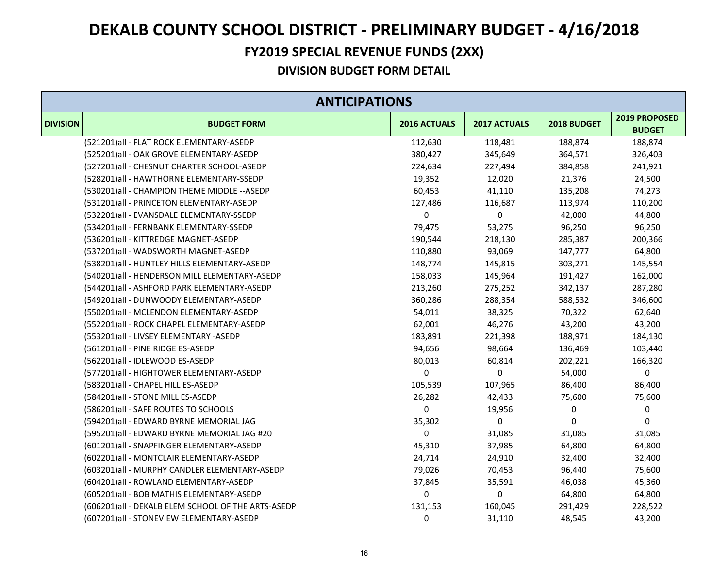# DEKALB COUNTY SCHOOL DISTRICT - PRELIMINARY BUDGET - 4/16/2018

## FY2019 SPECIAL REVENUE FUNDS (2XX)

### DIVISION BUDGET FORM DETAIL

| ANTICIPATIONS | | | | | |
|---|---|---|---|---|---|
| DIVISION | BUDGET FORM | 2016 ACTUALS | 2017 ACTUALS | 2018 BUDGET | 2019 PROPOSED BUDGET |
| | (521201)all - FLAT ROCK ELEMENTARY-ASEDP | 112,630 | 118,481 | 188,874 | 188,874 |
| | (525201)all - OAK GROVE ELEMENTARY-ASEDP | 380,427 | 345,649 | 364,571 | 326,403 |
| | (527201)all - CHESNUT CHARTER SCHOOL-ASEDP | 224,634 | 227,494 | 384,858 | 241,921 |
| | (528201)all - HAWTHORNE ELEMENTARY-SSEDP | 19,352 | 12,020 | 21,376 | 24,500 |
| | (530201)all - CHAMPION THEME MIDDLE --ASEDP | 60,453 | 41,110 | 135,208 | 74,273 |
| | (531201)all - PRINCETON ELEMENTARY-ASEDP | 127,486 | 116,687 | 113,974 | 110,200 |
| | (532201)all - EVANSDALE ELEMENTARY-SSEDP | 0 | 0 | 42,000 | 44,800 |
| | (534201)all - FERNBANK ELEMENTARY-SSEDP | 79,475 | 53,275 | 96,250 | 96,250 |
| | (536201)all - KITTREDGE MAGNET-ASEDP | 190,544 | 218,130 | 285,387 | 200,366 |
| | (537201)all - WADSWORTH MAGNET-ASEDP | 110,880 | 93,069 | 147,777 | 64,800 |
| | (538201)all - HUNTLEY HILLS ELEMENTARY-ASEDP | 148,774 | 145,815 | 303,271 | 145,554 |
| | (540201)all - HENDERSON MILL ELEMENTARY-ASEDP | 158,033 | 145,964 | 191,427 | 162,000 |
| | (544201)all - ASHFORD PARK ELEMENTARY-ASEDP | 213,260 | 275,252 | 342,137 | 287,280 |
| | (549201)all - DUNWOODY ELEMENTARY-ASEDP | 360,286 | 288,354 | 588,532 | 346,600 |
| | (550201)all - MCLENDON ELEMENTARY-ASEDP | 54,011 | 38,325 | 70,322 | 62,640 |
| | (552201)all - ROCK CHAPEL ELEMENTARY-ASEDP | 62,001 | 46,276 | 43,200 | 43,200 |
| | (553201)all - LIVSEY ELEMENTARY -ASEDP | 183,891 | 221,398 | 188,971 | 184,130 |
| | (561201)all - PINE RIDGE ES-ASEDP | 94,656 | 98,664 | 136,469 | 103,440 |
| | (562201)all - IDLEWOOD ES-ASEDP | 80,013 | 60,814 | 202,221 | 166,320 |
| | (577201)all - HIGHTOWER ELEMENTARY-ASEDP | 0 | 0 | 54,000 | 0 |
| | (583201)all - CHAPEL HILL ES-ASEDP | 105,539 | 107,965 | 86,400 | 86,400 |
| | (584201)all - STONE MILL ES-ASEDP | 26,282 | 42,433 | 75,600 | 75,600 |
| | (586201)all - SAFE ROUTES TO SCHOOLS | 0 | 19,956 | 0 | 0 |
| | (594201)all - EDWARD BYRNE MEMORIAL JAG | 35,302 | 0 | 0 | 0 |
| | (595201)all - EDWARD BYRNE MEMORIAL JAG #20 | 0 | 31,085 | 31,085 | 31,085 |
| | (601201)all - SNAPFINGER ELEMENTARY-ASEDP | 45,310 | 37,985 | 64,800 | 64,800 |
| | (602201)all - MONTCLAIR ELEMENTARY-ASEDP | 24,714 | 24,910 | 32,400 | 32,400 |
| | (603201)all - MURPHY CANDLER ELEMENTARY-ASEDP | 79,026 | 70,453 | 96,440 | 75,600 |
| | (604201)all - ROWLAND ELEMENTARY-ASEDP | 37,845 | 35,591 | 46,038 | 45,360 |
| | (605201)all - BOB MATHIS ELEMENTARY-ASEDP | 0 | 0 | 64,800 | 64,800 |
| | (606201)all - DEKALB ELEM SCHOOL OF THE ARTS-ASEDP | 131,153 | 160,045 | 291,429 | 228,522 |
| | (607201)all - STONEVIEW ELEMENTARY-ASEDP | 0 | 31,110 | 48,545 | 43,200 |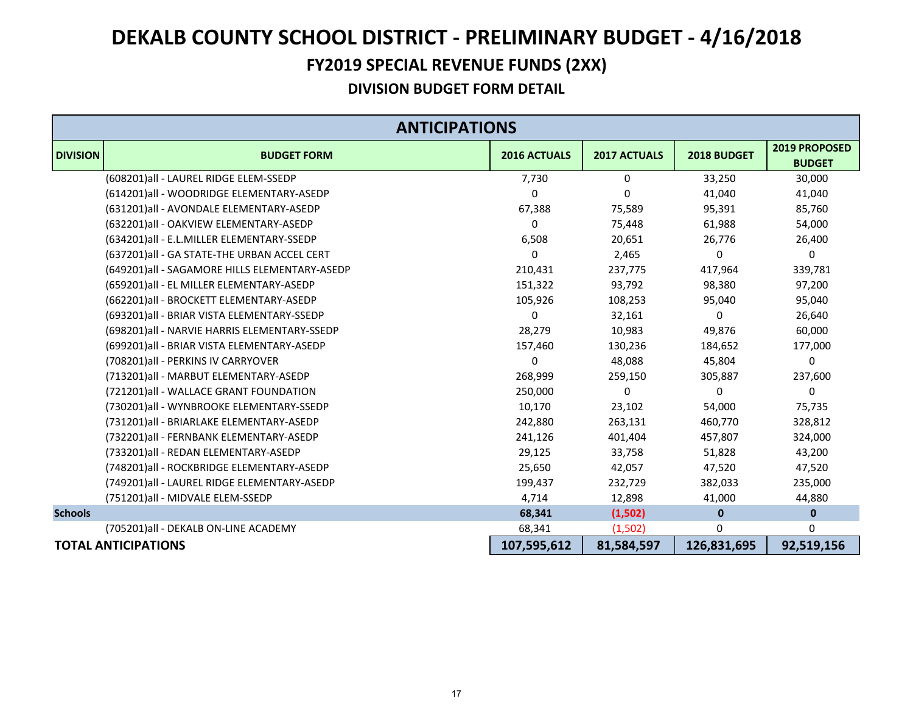# DEKALB COUNTY SCHOOL DISTRICT - PRELIMINARY BUDGET - 4/16/2018

## FY2019 SPECIAL REVENUE FUNDS (2XX)

### DIVISION BUDGET FORM DETAIL

| ANTICIPATIONS | | | | | |
|---|---|---|---|---|---|
| **DIVISION** | **BUDGET FORM** | **2016 ACTUALS** | **2017 ACTUALS** | **2018 BUDGET** | **2019 PROPOSED BUDGET** |
| | (608201)all - LAUREL RIDGE ELEM-SSEDP | 7,730 | 0 | 33,250 | 30,000 |
| | (614201)all - WOODRIDGE ELEMENTARY-ASEDP | 0 | 0 | 41,040 | 41,040 |
| | (631201)all - AVONDALE ELEMENTARY-ASEDP | 67,388 | 75,589 | 95,391 | 85,760 |
| | (632201)all - OAKVIEW ELEMENTARY-ASEDP | 0 | 75,448 | 61,988 | 54,000 |
| | (634201)all - E.L.MILLER ELEMENTARY-SSEDP | 6,508 | 20,651 | 26,776 | 26,400 |
| | (637201)all - GA STATE-THE URBAN ACCEL CERT | 0 | 2,465 | 0 | 0 |
| | (649201)all - SAGAMORE HILLS ELEMENTARY-ASEDP | 210,431 | 237,775 | 417,964 | 339,781 |
| | (659201)all - EL MILLER ELEMENTARY-ASEDP | 151,322 | 93,792 | 98,380 | 97,200 |
| | (662201)all - BROCKETT ELEMENTARY-ASEDP | 105,926 | 108,253 | 95,040 | 95,040 |
| | (693201)all - BRIAR VISTA ELEMENTARY-SSEDP | 0 | 32,161 | 0 | 26,640 |
| | (698201)all - NARVIE HARRIS ELEMENTARY-SSEDP | 28,279 | 10,983 | 49,876 | 60,000 |
| | (699201)all - BRIAR VISTA ELEMENTARY-ASEDP | 157,460 | 130,236 | 184,652 | 177,000 |
| | (708201)all - PERKINS IV CARRYOVER | 0 | 48,088 | 45,804 | 0 |
| | (713201)all - MARBUT ELEMENTARY-ASEDP | 268,999 | 259,150 | 305,887 | 237,600 |
| | (721201)all - WALLACE GRANT FOUNDATION | 250,000 | 0 | 0 | 0 |
| | (730201)all - WYNBROOKE ELEMENTARY-SSEDP | 10,170 | 23,102 | 54,000 | 75,735 |
| | (731201)all - BRIARLAKE ELEMENTARY-ASEDP | 242,880 | 263,131 | 460,770 | 328,812 |
| | (732201)all - FERNBANK ELEMENTARY-ASEDP | 241,126 | 401,404 | 457,807 | 324,000 |
| | (733201)all - REDAN ELEMENTARY-ASEDP | 29,125 | 33,758 | 51,828 | 43,200 |
| | (748201)all - ROCKBRIDGE ELEMENTARY-ASEDP | 25,650 | 42,057 | 47,520 | 47,520 |
| | (749201)all - LAUREL RIDGE ELEMENTARY-ASEDP | 199,437 | 232,729 | 382,033 | 235,000 |
| | (751201)all - MIDVALE ELEM-SSEDP | 4,714 | 12,898 | 41,000 | 44,880 |
| **Schools** | | **68,341** | **(1,502)** | **0** | **0** |
| | (705201)all - DEKALB ON-LINE ACADEMY | 68,341 | (1,502) | 0 | 0 |
| **TOTAL ANTICIPATIONS** | | **107,595,612** | **81,584,597** | **126,831,695** | **92,519,156** |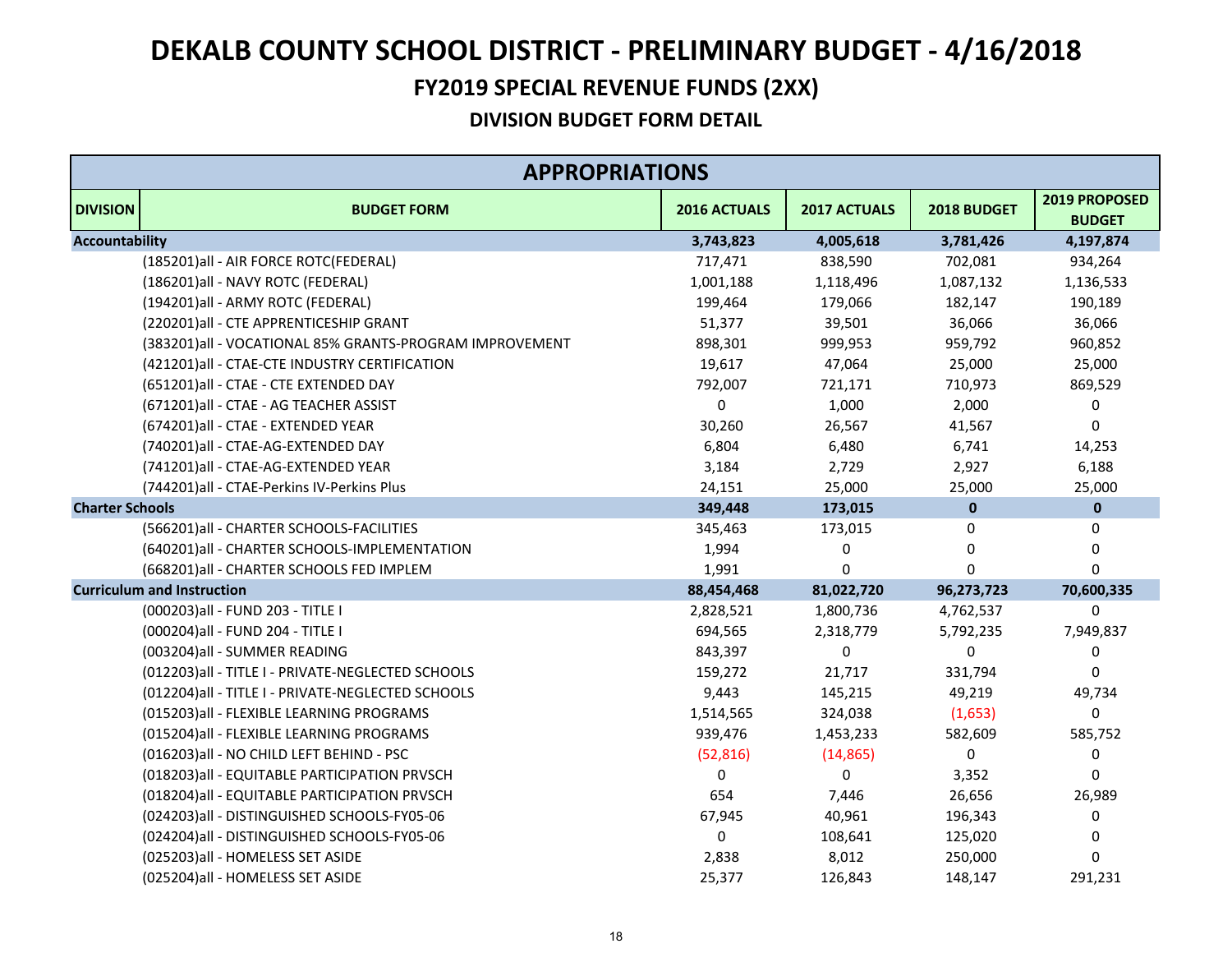# DEKALB COUNTY SCHOOL DISTRICT - PRELIMINARY BUDGET - 4/16/2018

## FY2019 SPECIAL REVENUE FUNDS (2XX)

### DIVISION BUDGET FORM DETAIL

| APPROPRIATIONS | | | | | |
|---|---|---|---|---|---|
| **DIVISION** | **BUDGET FORM** | **2016 ACTUALS** | **2017 ACTUALS** | **2018 BUDGET** | **2019 PROPOSED BUDGET** |
| **Accountability** | | **3,743,823** | **4,005,618** | **3,781,426** | **4,197,874** |
| | (185201)all - AIR FORCE ROTC(FEDERAL) | 717,471 | 838,590 | 702,081 | 934,264 |
| | (186201)all - NAVY ROTC (FEDERAL) | 1,001,188 | 1,118,496 | 1,087,132 | 1,136,533 |
| | (194201)all - ARMY ROTC (FEDERAL) | 199,464 | 179,066 | 182,147 | 190,189 |
| | (220201)all - CTE APPRENTICESHIP GRANT | 51,377 | 39,501 | 36,066 | 36,066 |
| | (383201)all - VOCATIONAL 85% GRANTS-PROGRAM IMPROVEMENT | 898,301 | 999,953 | 959,792 | 960,852 |
| | (421201)all - CTAE-CTE INDUSTRY CERTIFICATION | 19,617 | 47,064 | 25,000 | 25,000 |
| | (651201)all - CTAE - CTE EXTENDED DAY | 792,007 | 721,171 | 710,973 | 869,529 |
| | (671201)all - CTAE - AG TEACHER ASSIST | 0 | 1,000 | 2,000 | 0 |
| | (674201)all - CTAE - EXTENDED YEAR | 30,260 | 26,567 | 41,567 | 0 |
| | (740201)all - CTAE-AG-EXTENDED DAY | 6,804 | 6,480 | 6,741 | 14,253 |
| | (741201)all - CTAE-AG-EXTENDED YEAR | 3,184 | 2,729 | 2,927 | 6,188 |
| | (744201)all - CTAE-Perkins IV-Perkins Plus | 24,151 | 25,000 | 25,000 | 25,000 |
| **Charter Schools** | | **349,448** | **173,015** | **0** | **0** |
| | (566201)all - CHARTER SCHOOLS-FACILITIES | 345,463 | 173,015 | 0 | 0 |
| | (640201)all - CHARTER SCHOOLS-IMPLEMENTATION | 1,994 | 0 | 0 | 0 |
| | (668201)all - CHARTER SCHOOLS FED IMPLEM | 1,991 | 0 | 0 | 0 |
| **Curriculum and Instruction** | | **88,454,468** | **81,022,720** | **96,273,723** | **70,600,335** |
| | (000203)all - FUND 203 - TITLE I | 2,828,521 | 1,800,736 | 4,762,537 | 0 |
| | (000204)all - FUND 204 - TITLE I | 694,565 | 2,318,779 | 5,792,235 | 7,949,837 |
| | (003204)all - SUMMER READING | 843,397 | 0 | 0 | 0 |
| | (012203)all - TITLE I - PRIVATE-NEGLECTED SCHOOLS | 159,272 | 21,717 | 331,794 | 0 |
| | (012204)all - TITLE I - PRIVATE-NEGLECTED SCHOOLS | 9,443 | 145,215 | 49,219 | 49,734 |
| | (015203)all - FLEXIBLE LEARNING PROGRAMS | 1,514,565 | 324,038 | (1,653) | 0 |
| | (015204)all - FLEXIBLE LEARNING PROGRAMS | 939,476 | 1,453,233 | 582,609 | 585,752 |
| | (016203)all - NO CHILD LEFT BEHIND - PSC | (52,816) | (14,865) | 0 | 0 |
| | (018203)all - EQUITABLE PARTICIPATION PRVSCH | 0 | 0 | 3,352 | 0 |
| | (018204)all - EQUITABLE PARTICIPATION PRVSCH | 654 | 7,446 | 26,656 | 26,989 |
| | (024203)all - DISTINGUISHED SCHOOLS-FY05-06 | 67,945 | 40,961 | 196,343 | 0 |
| | (024204)all - DISTINGUISHED SCHOOLS-FY05-06 | 0 | 108,641 | 125,020 | 0 |
| | (025203)all - HOMELESS SET ASIDE | 2,838 | 8,012 | 250,000 | 0 |
| | (025204)all - HOMELESS SET ASIDE | 25,377 | 126,843 | 148,147 | 291,231 |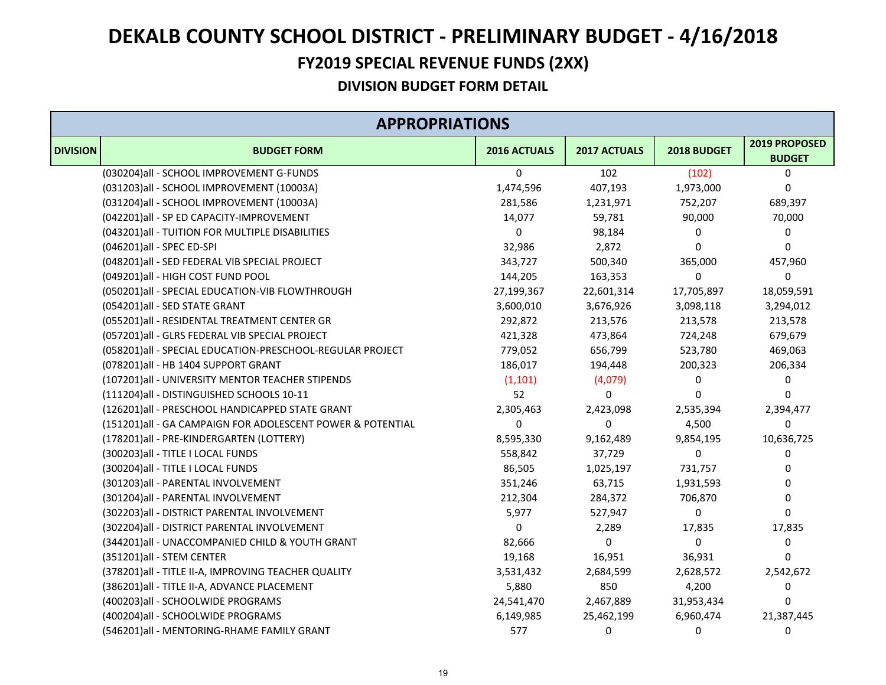# DEKALB COUNTY SCHOOL DISTRICT - PRELIMINARY BUDGET - 4/16/2018

## FY2019 SPECIAL REVENUE FUNDS (2XX)

### DIVISION BUDGET FORM DETAIL

| APPROPRIATIONS | | | | | |
|---|---|---|---|---|---|
| **DIVISION** | **BUDGET FORM** | **2016 ACTUALS** | **2017 ACTUALS** | **2018 BUDGET** | **2019 PROPOSED BUDGET** |
| | (030204)all - SCHOOL IMPROVEMENT G-FUNDS | 0 | 102 | (102) | 0 |
| | (031203)all - SCHOOL IMPROVEMENT (10003A) | 1,474,596 | 407,193 | 1,973,000 | 0 |
| | (031204)all - SCHOOL IMPROVEMENT (10003A) | 281,586 | 1,231,971 | 752,207 | 689,397 |
| | (042201)all - SP ED CAPACITY-IMPROVEMENT | 14,077 | 59,781 | 90,000 | 70,000 |
| | (043201)all - TUITION FOR MULTIPLE DISABILITIES | 0 | 98,184 | 0 | 0 |
| | (046201)all - SPEC ED-SPI | 32,986 | 2,872 | 0 | 0 |
| | (048201)all - SED FEDERAL VIB SPECIAL PROJECT | 343,727 | 500,340 | 365,000 | 457,960 |
| | (049201)all - HIGH COST FUND POOL | 144,205 | 163,353 | 0 | 0 |
| | (050201)all - SPECIAL EDUCATION-VIB FLOWTHROUGH | 27,199,367 | 22,601,314 | 17,705,897 | 18,059,591 |
| | (054201)all - SED STATE GRANT | 3,600,010 | 3,676,926 | 3,098,118 | 3,294,012 |
| | (055201)all - RESIDENTAL TREATMENT CENTER GR | 292,872 | 213,576 | 213,578 | 213,578 |
| | (057201)all - GLRS FEDERAL VIB SPECIAL PROJECT | 421,328 | 473,864 | 724,248 | 679,679 |
| | (058201)all - SPECIAL EDUCATION-PRESCHOOL-REGULAR PROJECT | 779,052 | 656,799 | 523,780 | 469,063 |
| | (078201)all - HB 1404 SUPPORT GRANT | 186,017 | 194,448 | 200,323 | 206,334 |
| | (107201)all - UNIVERSITY MENTOR TEACHER STIPENDS | (1,101) | (4,079) | 0 | 0 |
| | (111204)all - DISTINGUISHED SCHOOLS 10-11 | 52 | 0 | 0 | 0 |
| | (126201)all - PRESCHOOL HANDICAPPED STATE GRANT | 2,305,463 | 2,423,098 | 2,535,394 | 2,394,477 |
| | (151201)all - GA CAMPAIGN FOR ADOLESCENT POWER & POTENTIAL | 0 | 0 | 4,500 | 0 |
| | (178201)all - PRE-KINDERGARTEN (LOTTERY) | 8,595,330 | 9,162,489 | 9,854,195 | 10,636,725 |
| | (300203)all - TITLE I LOCAL FUNDS | 558,842 | 37,729 | 0 | 0 |
| | (300204)all - TITLE I LOCAL FUNDS | 86,505 | 1,025,197 | 731,757 | 0 |
| | (301203)all - PARENTAL INVOLVEMENT | 351,246 | 63,715 | 1,931,593 | 0 |
| | (301204)all - PARENTAL INVOLVEMENT | 212,304 | 284,372 | 706,870 | 0 |
| | (302203)all - DISTRICT PARENTAL INVOLVEMENT | 5,977 | 527,947 | 0 | 0 |
| | (302204)all - DISTRICT PARENTAL INVOLVEMENT | 0 | 2,289 | 17,835 | 17,835 |
| | (344201)all - UNACCOMPANIED CHILD & YOUTH GRANT | 82,666 | 0 | 0 | 0 |
| | (351201)all - STEM CENTER | 19,168 | 16,951 | 36,931 | 0 |
| | (378201)all - TITLE II-A, IMPROVING TEACHER QUALITY | 3,531,432 | 2,684,599 | 2,628,572 | 2,542,672 |
| | (386201)all - TITLE II-A, ADVANCE PLACEMENT | 5,880 | 850 | 4,200 | 0 |
| | (400203)all - SCHOOLWIDE PROGRAMS | 24,541,470 | 2,467,889 | 31,953,434 | 0 |
| | (400204)all - SCHOOLWIDE PROGRAMS | 6,149,985 | 25,462,199 | 6,960,474 | 21,387,445 |
| | (546201)all - MENTORING-RHAME FAMILY GRANT | 577 | 0 | 0 | 0 |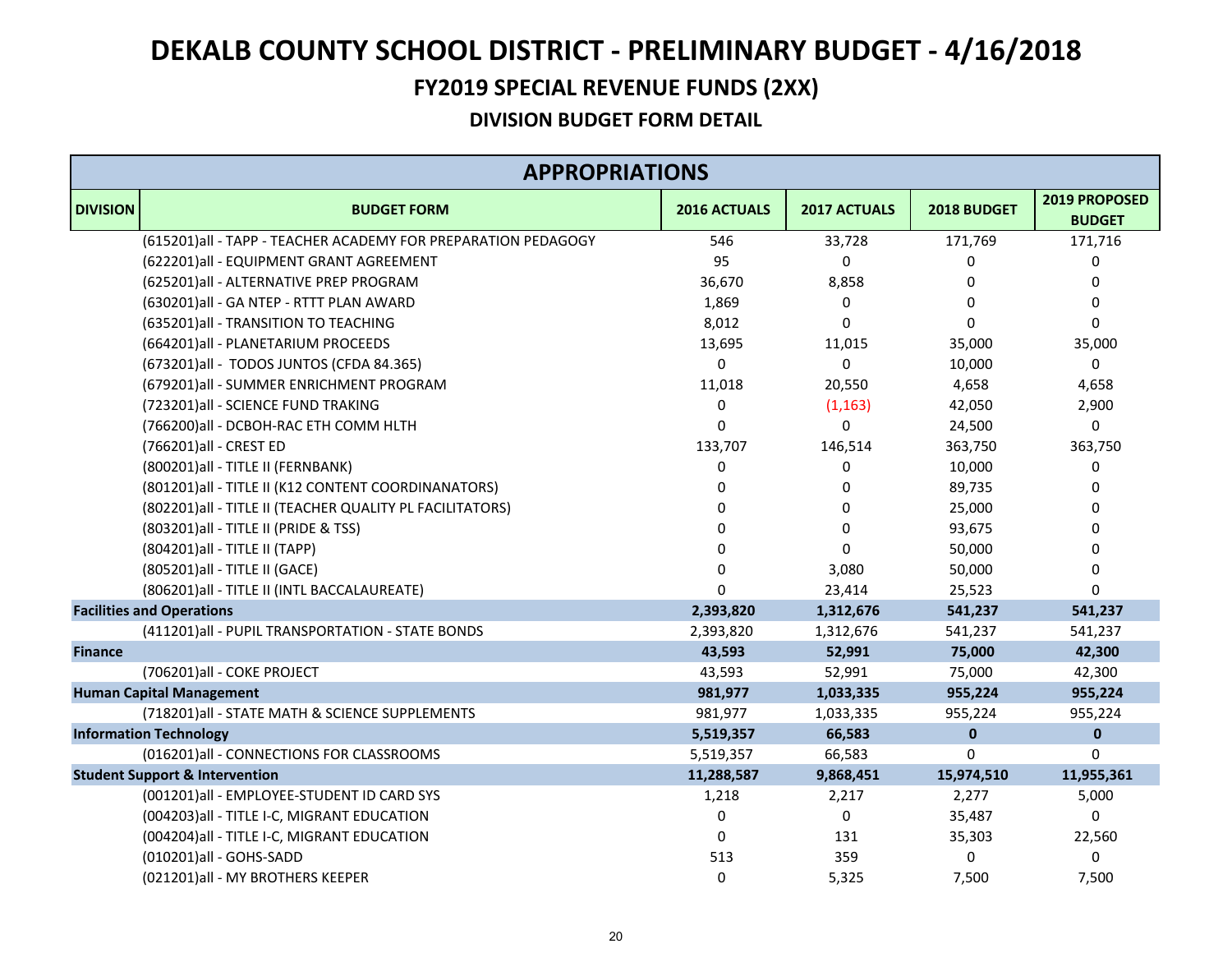# DEKALB COUNTY SCHOOL DISTRICT - PRELIMINARY BUDGET - 4/16/2018

## FY2019 SPECIAL REVENUE FUNDS (2XX)

### DIVISION BUDGET FORM DETAIL

| APPROPRIATIONS | | | | | |
|---|---|---|---|---|---|
| **DIVISION** | **BUDGET FORM** | **2016 ACTUALS** | **2017 ACTUALS** | **2018 BUDGET** | **2019 PROPOSED BUDGET** |
| | (615201)all - TAPP - TEACHER ACADEMY FOR PREPARATION PEDAGOGY | 546 | 33,728 | 171,769 | 171,716 |
| | (622201)all - EQUIPMENT GRANT AGREEMENT | 95 | 0 | 0 | 0 |
| | (625201)all - ALTERNATIVE PREP PROGRAM | 36,670 | 8,858 | 0 | 0 |
| | (630201)all - GA NTEP - RTTT PLAN AWARD | 1,869 | 0 | 0 | 0 |
| | (635201)all - TRANSITION TO TEACHING | 8,012 | 0 | 0 | 0 |
| | (664201)all - PLANETARIUM PROCEEDS | 13,695 | 11,015 | 35,000 | 35,000 |
| | (673201)all - TODOS JUNTOS (CFDA 84.365) | 0 | 0 | 10,000 | 0 |
| | (679201)all - SUMMER ENRICHMENT PROGRAM | 11,018 | 20,550 | 4,658 | 4,658 |
| | (723201)all - SCIENCE FUND TRAKING | 0 | (1,163) | 42,050 | 2,900 |
| | (766200)all - DCBOH-RAC ETH COMM HLTH | 0 | 0 | 24,500 | 0 |
| | (766201)all - CREST ED | 133,707 | 146,514 | 363,750 | 363,750 |
| | (800201)all - TITLE II (FERNBANK) | 0 | 0 | 10,000 | 0 |
| | (801201)all - TITLE II (K12 CONTENT COORDINANATORS) | 0 | 0 | 89,735 | 0 |
| | (802201)all - TITLE II (TEACHER QUALITY PL FACILITATORS) | 0 | 0 | 25,000 | 0 |
| | (803201)all - TITLE II (PRIDE & TSS) | 0 | 0 | 93,675 | 0 |
| | (804201)all - TITLE II (TAPP) | 0 | 0 | 50,000 | 0 |
| | (805201)all - TITLE II (GACE) | 0 | 3,080 | 50,000 | 0 |
| | (806201)all - TITLE II (INTL BACCALAUREATE) | 0 | 23,414 | 25,523 | 0 |
| **Facilities and Operations** | | **2,393,820** | **1,312,676** | **541,237** | **541,237** |
| | (411201)all - PUPIL TRANSPORTATION - STATE BONDS | 2,393,820 | 1,312,676 | 541,237 | 541,237 |
| **Finance** | | **43,593** | **52,991** | **75,000** | **42,300** |
| | (706201)all - COKE PROJECT | 43,593 | 52,991 | 75,000 | 42,300 |
| **Human Capital Management** | | **981,977** | **1,033,335** | **955,224** | **955,224** |
| | (718201)all - STATE MATH & SCIENCE SUPPLEMENTS | 981,977 | 1,033,335 | 955,224 | 955,224 |
| **Information Technology** | | **5,519,357** | **66,583** | **0** | **0** |
| | (016201)all - CONNECTIONS FOR CLASSROOMS | 5,519,357 | 66,583 | 0 | 0 |
| **Student Support & Intervention** | | **11,288,587** | **9,868,451** | **15,974,510** | **11,955,361** |
| | (001201)all - EMPLOYEE-STUDENT ID CARD SYS | 1,218 | 2,217 | 2,277 | 5,000 |
| | (004203)all - TITLE I-C, MIGRANT EDUCATION | 0 | 0 | 35,487 | 0 |
| | (004204)all - TITLE I-C, MIGRANT EDUCATION | 0 | 131 | 35,303 | 22,560 |
| | (010201)all - GOHS-SADD | 513 | 359 | 0 | 0 |
| | (021201)all - MY BROTHERS KEEPER | 0 | 5,325 | 7,500 | 7,500 |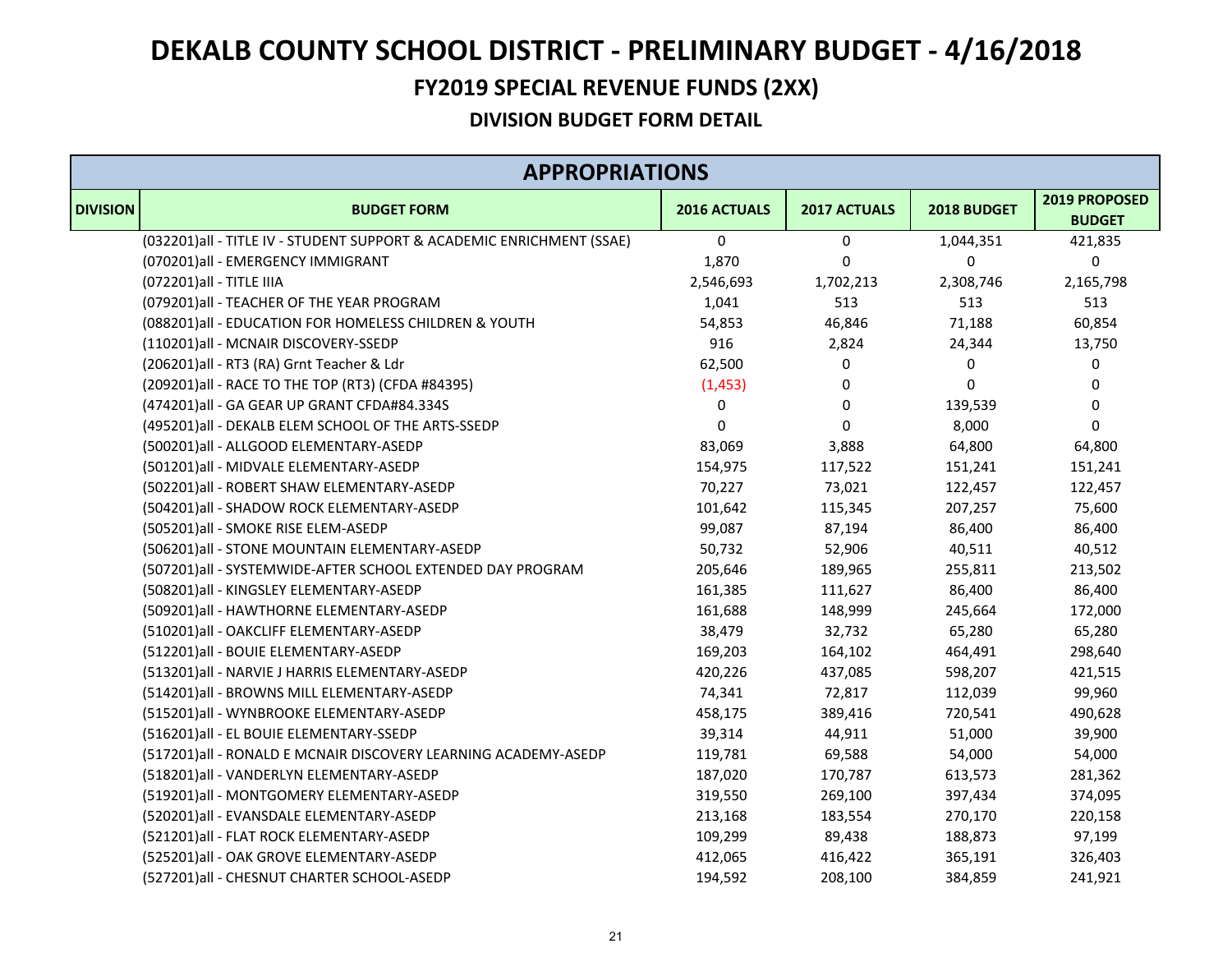# DEKALB COUNTY SCHOOL DISTRICT - PRELIMINARY BUDGET - 4/16/2018

## FY2019 SPECIAL REVENUE FUNDS (2XX)

### DIVISION BUDGET FORM DETAIL

| APPROPRIATIONS | | | | | |
|---|---|---|---|---|---|
| **DIVISION** | **BUDGET FORM** | **2016 ACTUALS** | **2017 ACTUALS** | **2018 BUDGET** | **2019 PROPOSED BUDGET** |
| | (032201)all - TITLE IV - STUDENT SUPPORT & ACADEMIC ENRICHMENT (SSAE) | 0 | 0 | 1,044,351 | 421,835 |
| | (070201)all - EMERGENCY IMMIGRANT | 1,870 | 0 | 0 | 0 |
| | (072201)all - TITLE IIIA | 2,546,693 | 1,702,213 | 2,308,746 | 2,165,798 |
| | (079201)all - TEACHER OF THE YEAR PROGRAM | 1,041 | 513 | 513 | 513 |
| | (088201)all - EDUCATION FOR HOMELESS CHILDREN & YOUTH | 54,853 | 46,846 | 71,188 | 60,854 |
| | (110201)all - MCNAIR DISCOVERY-SSEDP | 916 | 2,824 | 24,344 | 13,750 |
| | (206201)all - RT3 (RA) Grnt Teacher & Ldr | 62,500 | 0 | 0 | 0 |
| | (209201)all - RACE TO THE TOP (RT3) (CFDA #84395) | (1,453) | 0 | 0 | 0 |
| | (474201)all - GA GEAR UP GRANT CFDA#84.334S | 0 | 0 | 139,539 | 0 |
| | (495201)all - DEKALB ELEM SCHOOL OF THE ARTS-SSEDP | 0 | 0 | 8,000 | 0 |
| | (500201)all - ALLGOOD ELEMENTARY-ASEDP | 83,069 | 3,888 | 64,800 | 64,800 |
| | (501201)all - MIDVALE ELEMENTARY-ASEDP | 154,975 | 117,522 | 151,241 | 151,241 |
| | (502201)all - ROBERT SHAW ELEMENTARY-ASEDP | 70,227 | 73,021 | 122,457 | 122,457 |
| | (504201)all - SHADOW ROCK ELEMENTARY-ASEDP | 101,642 | 115,345 | 207,257 | 75,600 |
| | (505201)all - SMOKE RISE ELEM-ASEDP | 99,087 | 87,194 | 86,400 | 86,400 |
| | (506201)all - STONE MOUNTAIN ELEMENTARY-ASEDP | 50,732 | 52,906 | 40,511 | 40,512 |
| | (507201)all - SYSTEMWIDE-AFTER SCHOOL EXTENDED DAY PROGRAM | 205,646 | 189,965 | 255,811 | 213,502 |
| | (508201)all - KINGSLEY ELEMENTARY-ASEDP | 161,385 | 111,627 | 86,400 | 86,400 |
| | (509201)all - HAWTHORNE ELEMENTARY-ASEDP | 161,688 | 148,999 | 245,664 | 172,000 |
| | (510201)all - OAKCLIFF ELEMENTARY-ASEDP | 38,479 | 32,732 | 65,280 | 65,280 |
| | (512201)all - BOUIE ELEMENTARY-ASEDP | 169,203 | 164,102 | 464,491 | 298,640 |
| | (513201)all - NARVIE J HARRIS ELEMENTARY-ASEDP | 420,226 | 437,085 | 598,207 | 421,515 |
| | (514201)all - BROWNS MILL ELEMENTARY-ASEDP | 74,341 | 72,817 | 112,039 | 99,960 |
| | (515201)all - WYNBROOKE ELEMENTARY-ASEDP | 458,175 | 389,416 | 720,541 | 490,628 |
| | (516201)all - EL BOUIE ELEMENTARY-SSEDP | 39,314 | 44,911 | 51,000 | 39,900 |
| | (517201)all - RONALD E MCNAIR DISCOVERY LEARNING ACADEMY-ASEDP | 119,781 | 69,588 | 54,000 | 54,000 |
| | (518201)all - VANDERLYN ELEMENTARY-ASEDP | 187,020 | 170,787 | 613,573 | 281,362 |
| | (519201)all - MONTGOMERY ELEMENTARY-ASEDP | 319,550 | 269,100 | 397,434 | 374,095 |
| | (520201)all - EVANSDALE ELEMENTARY-ASEDP | 213,168 | 183,554 | 270,170 | 220,158 |
| | (521201)all - FLAT ROCK ELEMENTARY-ASEDP | 109,299 | 89,438 | 188,873 | 97,199 |
| | (525201)all - OAK GROVE ELEMENTARY-ASEDP | 412,065 | 416,422 | 365,191 | 326,403 |
| | (527201)all - CHESNUT CHARTER SCHOOL-ASEDP | 194,592 | 208,100 | 384,859 | 241,921 |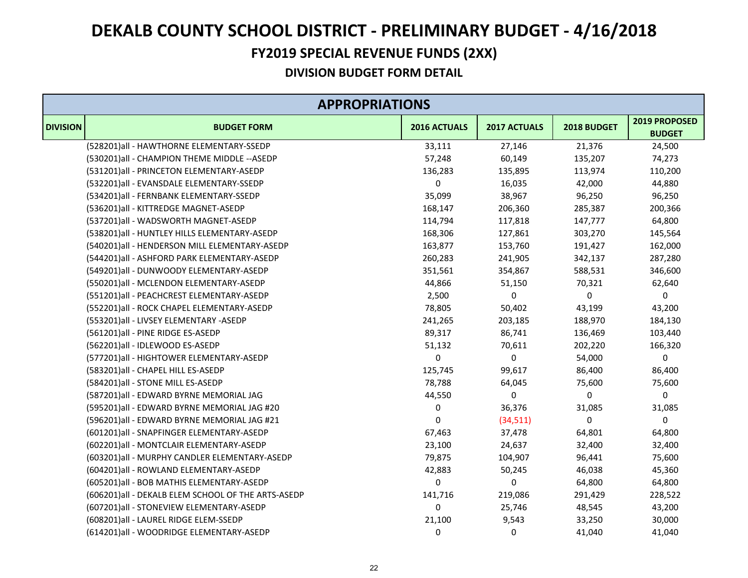# DEKALB COUNTY SCHOOL DISTRICT - PRELIMINARY BUDGET - 4/16/2018

## FY2019 SPECIAL REVENUE FUNDS (2XX)

### DIVISION BUDGET FORM DETAIL

| APPROPRIATIONS | | | | | |
|---|---|---|---|---|---|
| DIVISION | BUDGET FORM | 2016 ACTUALS | 2017 ACTUALS | 2018 BUDGET | 2019 PROPOSED BUDGET |
| | (528201)all - HAWTHORNE ELEMENTARY-SSEDP | 33,111 | 27,146 | 21,376 | 24,500 |
| | (530201)all - CHAMPION THEME MIDDLE --ASEDP | 57,248 | 60,149 | 135,207 | 74,273 |
| | (531201)all - PRINCETON ELEMENTARY-ASEDP | 136,283 | 135,895 | 113,974 | 110,200 |
| | (532201)all - EVANSDALE ELEMENTARY-SSEDP | 0 | 16,035 | 42,000 | 44,880 |
| | (534201)all - FERNBANK ELEMENTARY-SSEDP | 35,099 | 38,967 | 96,250 | 96,250 |
| | (536201)all - KITTREDGE MAGNET-ASEDP | 168,147 | 206,360 | 285,387 | 200,366 |
| | (537201)all - WADSWORTH MAGNET-ASEDP | 114,794 | 117,818 | 147,777 | 64,800 |
| | (538201)all - HUNTLEY HILLS ELEMENTARY-ASEDP | 168,306 | 127,861 | 303,270 | 145,564 |
| | (540201)all - HENDERSON MILL ELEMENTARY-ASEDP | 163,877 | 153,760 | 191,427 | 162,000 |
| | (544201)all - ASHFORD PARK ELEMENTARY-ASEDP | 260,283 | 241,905 | 342,137 | 287,280 |
| | (549201)all - DUNWOODY ELEMENTARY-ASEDP | 351,561 | 354,867 | 588,531 | 346,600 |
| | (550201)all - MCLENDON ELEMENTARY-ASEDP | 44,866 | 51,150 | 70,321 | 62,640 |
| | (551201)all - PEACHCREST ELEMENTARY-ASEDP | 2,500 | 0 | 0 | 0 |
| | (552201)all - ROCK CHAPEL ELEMENTARY-ASEDP | 78,805 | 50,402 | 43,199 | 43,200 |
| | (553201)all - LIVSEY ELEMENTARY -ASEDP | 241,265 | 203,185 | 188,970 | 184,130 |
| | (561201)all - PINE RIDGE ES-ASEDP | 89,317 | 86,741 | 136,469 | 103,440 |
| | (562201)all - IDLEWOOD ES-ASEDP | 51,132 | 70,611 | 202,220 | 166,320 |
| | (577201)all - HIGHTOWER ELEMENTARY-ASEDP | 0 | 0 | 54,000 | 0 |
| | (583201)all - CHAPEL HILL ES-ASEDP | 125,745 | 99,617 | 86,400 | 86,400 |
| | (584201)all - STONE MILL ES-ASEDP | 78,788 | 64,045 | 75,600 | 75,600 |
| | (587201)all - EDWARD BYRNE MEMORIAL JAG | 44,550 | 0 | 0 | 0 |
| | (595201)all - EDWARD BYRNE MEMORIAL JAG #20 | 0 | 36,376 | 31,085 | 31,085 |
| | (596201)all - EDWARD BYRNE MEMORIAL JAG #21 | 0 | (34,511) | 0 | 0 |
| | (601201)all - SNAPFINGER ELEMENTARY-ASEDP | 67,463 | 37,478 | 64,801 | 64,800 |
| | (602201)all - MONTCLAIR ELEMENTARY-ASEDP | 23,100 | 24,637 | 32,400 | 32,400 |
| | (603201)all - MURPHY CANDLER ELEMENTARY-ASEDP | 79,875 | 104,907 | 96,441 | 75,600 |
| | (604201)all - ROWLAND ELEMENTARY-ASEDP | 42,883 | 50,245 | 46,038 | 45,360 |
| | (605201)all - BOB MATHIS ELEMENTARY-ASEDP | 0 | 0 | 64,800 | 64,800 |
| | (606201)all - DEKALB ELEM SCHOOL OF THE ARTS-ASEDP | 141,716 | 219,086 | 291,429 | 228,522 |
| | (607201)all - STONEVIEW ELEMENTARY-ASEDP | 0 | 25,746 | 48,545 | 43,200 |
| | (608201)all - LAUREL RIDGE ELEM-SSEDP | 21,100 | 9,543 | 33,250 | 30,000 |
| | (614201)all - WOODRIDGE ELEMENTARY-ASEDP | 0 | 0 | 41,040 | 41,040 |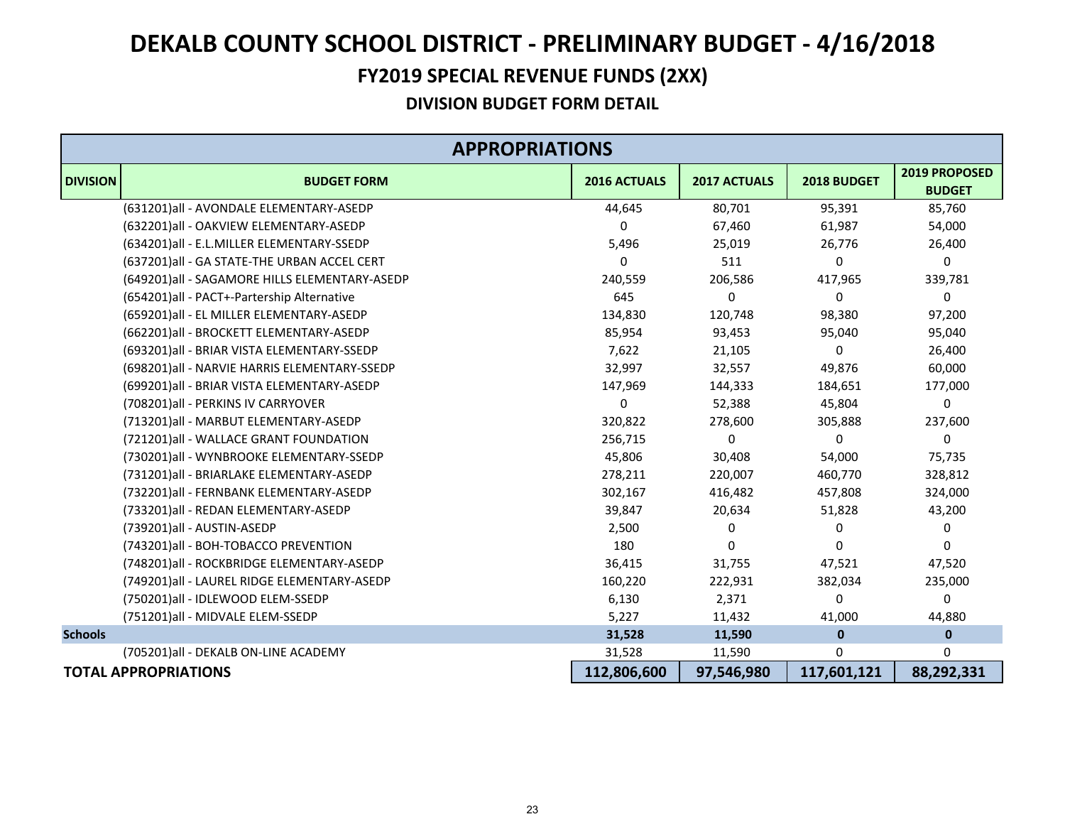# DEKALB COUNTY SCHOOL DISTRICT - PRELIMINARY BUDGET - 4/16/2018

## FY2019 SPECIAL REVENUE FUNDS (2XX)

### DIVISION BUDGET FORM DETAIL

| APPROPRIATIONS | | | | | |
|---|---|---|---|---|---|
| **DIVISION** | **BUDGET FORM** | **2016 ACTUALS** | **2017 ACTUALS** | **2018 BUDGET** | **2019 PROPOSED BUDGET** |
| | (631201)all - AVONDALE ELEMENTARY-ASEDP | 44,645 | 80,701 | 95,391 | 85,760 |
| | (632201)all - OAKVIEW ELEMENTARY-ASEDP | 0 | 67,460 | 61,987 | 54,000 |
| | (634201)all - E.L.MILLER ELEMENTARY-SSEDP | 5,496 | 25,019 | 26,776 | 26,400 |
| | (637201)all - GA STATE-THE URBAN ACCEL CERT | 0 | 511 | 0 | 0 |
| | (649201)all - SAGAMORE HILLS ELEMENTARY-ASEDP | 240,559 | 206,586 | 417,965 | 339,781 |
| | (654201)all - PACT+-Partership Alternative | 645 | 0 | 0 | 0 |
| | (659201)all - EL MILLER ELEMENTARY-ASEDP | 134,830 | 120,748 | 98,380 | 97,200 |
| | (662201)all - BROCKETT ELEMENTARY-ASEDP | 85,954 | 93,453 | 95,040 | 95,040 |
| | (693201)all - BRIAR VISTA ELEMENTARY-SSEDP | 7,622 | 21,105 | 0 | 26,400 |
| | (698201)all - NARVIE HARRIS ELEMENTARY-SSEDP | 32,997 | 32,557 | 49,876 | 60,000 |
| | (699201)all - BRIAR VISTA ELEMENTARY-ASEDP | 147,969 | 144,333 | 184,651 | 177,000 |
| | (708201)all - PERKINS IV CARRYOVER | 0 | 52,388 | 45,804 | 0 |
| | (713201)all - MARBUT ELEMENTARY-ASEDP | 320,822 | 278,600 | 305,888 | 237,600 |
| | (721201)all - WALLACE GRANT FOUNDATION | 256,715 | 0 | 0 | 0 |
| | (730201)all - WYNBROOKE ELEMENTARY-SSEDP | 45,806 | 30,408 | 54,000 | 75,735 |
| | (731201)all - BRIARLAKE ELEMENTARY-ASEDP | 278,211 | 220,007 | 460,770 | 328,812 |
| | (732201)all - FERNBANK ELEMENTARY-ASEDP | 302,167 | 416,482 | 457,808 | 324,000 |
| | (733201)all - REDAN ELEMENTARY-ASEDP | 39,847 | 20,634 | 51,828 | 43,200 |
| | (739201)all - AUSTIN-ASEDP | 2,500 | 0 | 0 | 0 |
| | (743201)all - BOH-TOBACCO PREVENTION | 180 | 0 | 0 | 0 |
| | (748201)all - ROCKBRIDGE ELEMENTARY-ASEDP | 36,415 | 31,755 | 47,521 | 47,520 |
| | (749201)all - LAUREL RIDGE ELEMENTARY-ASEDP | 160,220 | 222,931 | 382,034 | 235,000 |
| | (750201)all - IDLEWOOD ELEM-SSEDP | 6,130 | 2,371 | 0 | 0 |
| | (751201)all - MIDVALE ELEM-SSEDP | 5,227 | 11,432 | 41,000 | 44,880 |
| **Schools** | | **31,528** | **11,590** | **0** | **0** |
| | (705201)all - DEKALB ON-LINE ACADEMY | 31,528 | 11,590 | 0 | 0 |
| **TOTAL APPROPRIATIONS** | | **112,806,600** | **97,546,980** | **117,601,121** | **88,292,331** |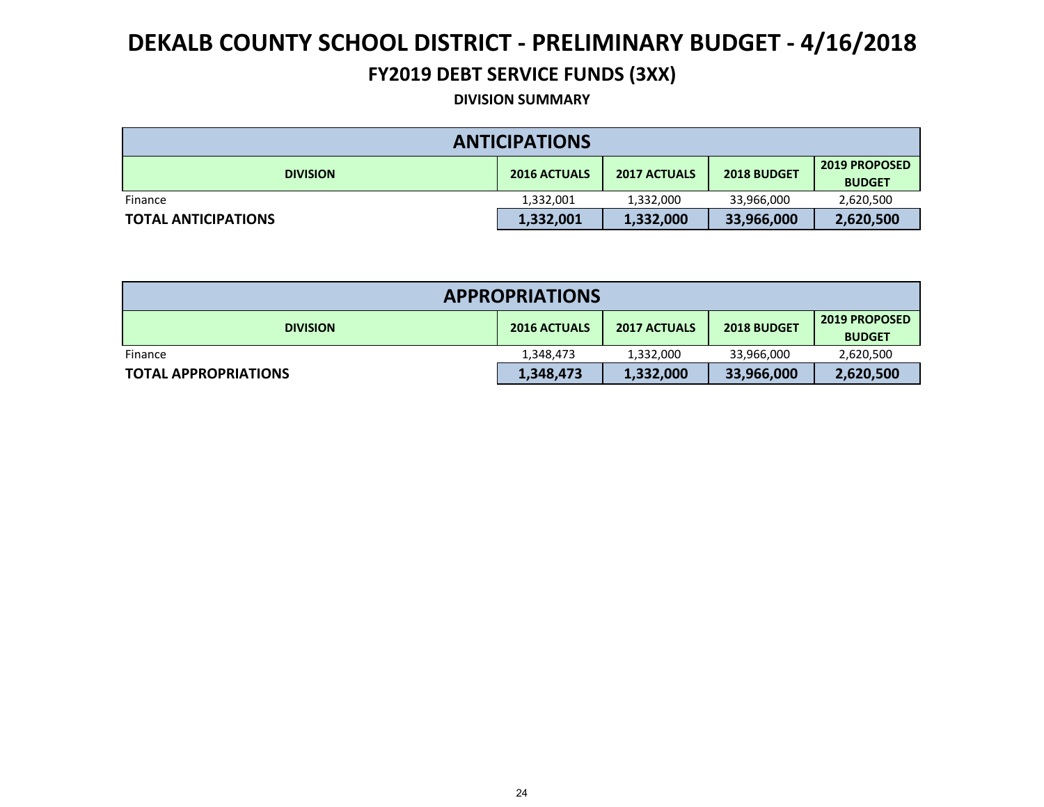# DEKALB COUNTY SCHOOL DISTRICT - PRELIMINARY BUDGET - 4/16/2018

## FY2019 DEBT SERVICE FUNDS (3XX)

### DIVISION SUMMARY

| ANTICIPATIONS | | | | |
|---|---|---|---|---|
| **DIVISION** | **2016 ACTUALS** | **2017 ACTUALS** | **2018 BUDGET** | **2019 PROPOSED BUDGET** |
| Finance | 1,332,001 | 1,332,000 | 33,966,000 | 2,620,500 |
| **TOTAL ANTICIPATIONS** | **1,332,001** | **1,332,000** | **33,966,000** | **2,620,500** |

| APPROPRIATIONS | | | | |
|---|---|---|---|---|
| **DIVISION** | **2016 ACTUALS** | **2017 ACTUALS** | **2018 BUDGET** | **2019 PROPOSED BUDGET** |
| Finance | 1,348,473 | 1,332,000 | 33,966,000 | 2,620,500 |
| **TOTAL APPROPRIATIONS** | **1,348,473** | **1,332,000** | **33,966,000** | **2,620,500** |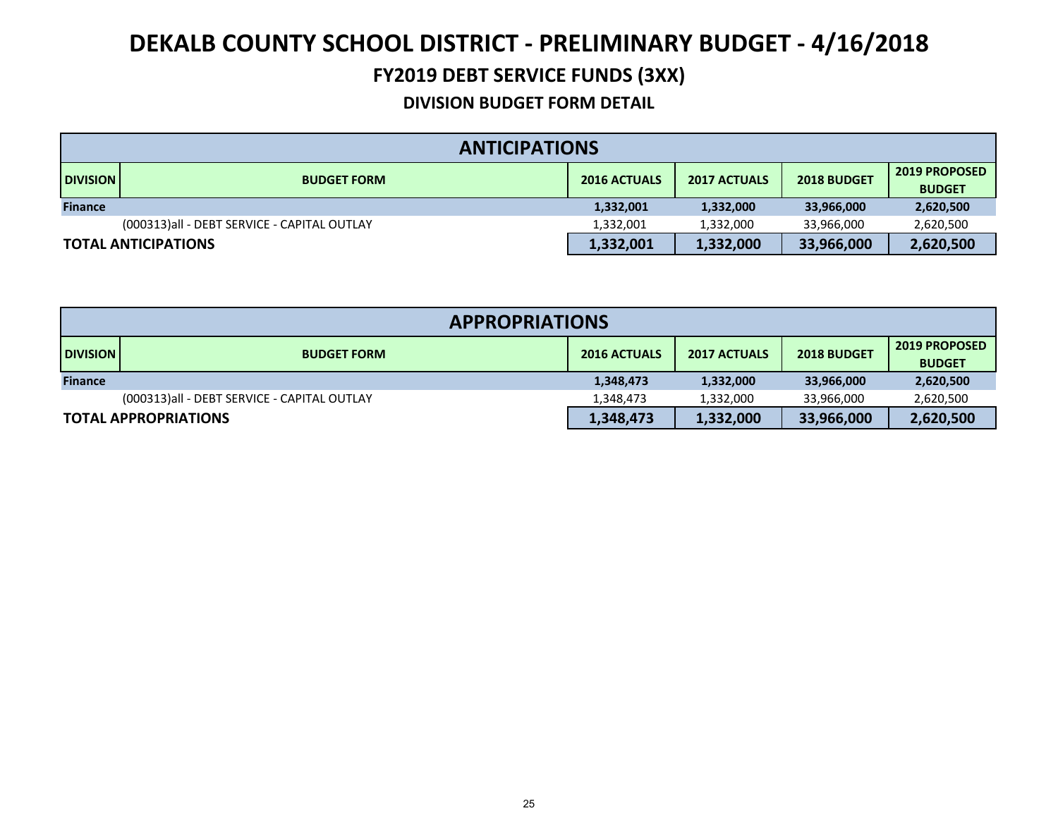# DEKALB COUNTY SCHOOL DISTRICT - PRELIMINARY BUDGET - 4/16/2018

## FY2019 DEBT SERVICE FUNDS (3XX)

### DIVISION BUDGET FORM DETAIL

| ANTICIPATIONS | | | | | |
|---|---|---|---|---|---|
| **DIVISION** | **BUDGET FORM** | **2016 ACTUALS** | **2017 ACTUALS** | **2018 BUDGET** | **2019 PROPOSED BUDGET** |
| **Finance** | | **1,332,001** | **1,332,000** | **33,966,000** | **2,620,500** |
| | (000313)all - DEBT SERVICE - CAPITAL OUTLAY | 1,332,001 | 1,332,000 | 33,966,000 | 2,620,500 |
| **TOTAL ANTICIPATIONS** | | **1,332,001** | **1,332,000** | **33,966,000** | **2,620,500** |

| APPROPRIATIONS | | | | | |
|---|---|---|---|---|---|
| **DIVISION** | **BUDGET FORM** | **2016 ACTUALS** | **2017 ACTUALS** | **2018 BUDGET** | **2019 PROPOSED BUDGET** |
| **Finance** | | **1,348,473** | **1,332,000** | **33,966,000** | **2,620,500** |
| | (000313)all - DEBT SERVICE - CAPITAL OUTLAY | 1,348,473 | 1,332,000 | 33,966,000 | 2,620,500 |
| **TOTAL APPROPRIATIONS** | | **1,348,473** | **1,332,000** | **33,966,000** | **2,620,500** |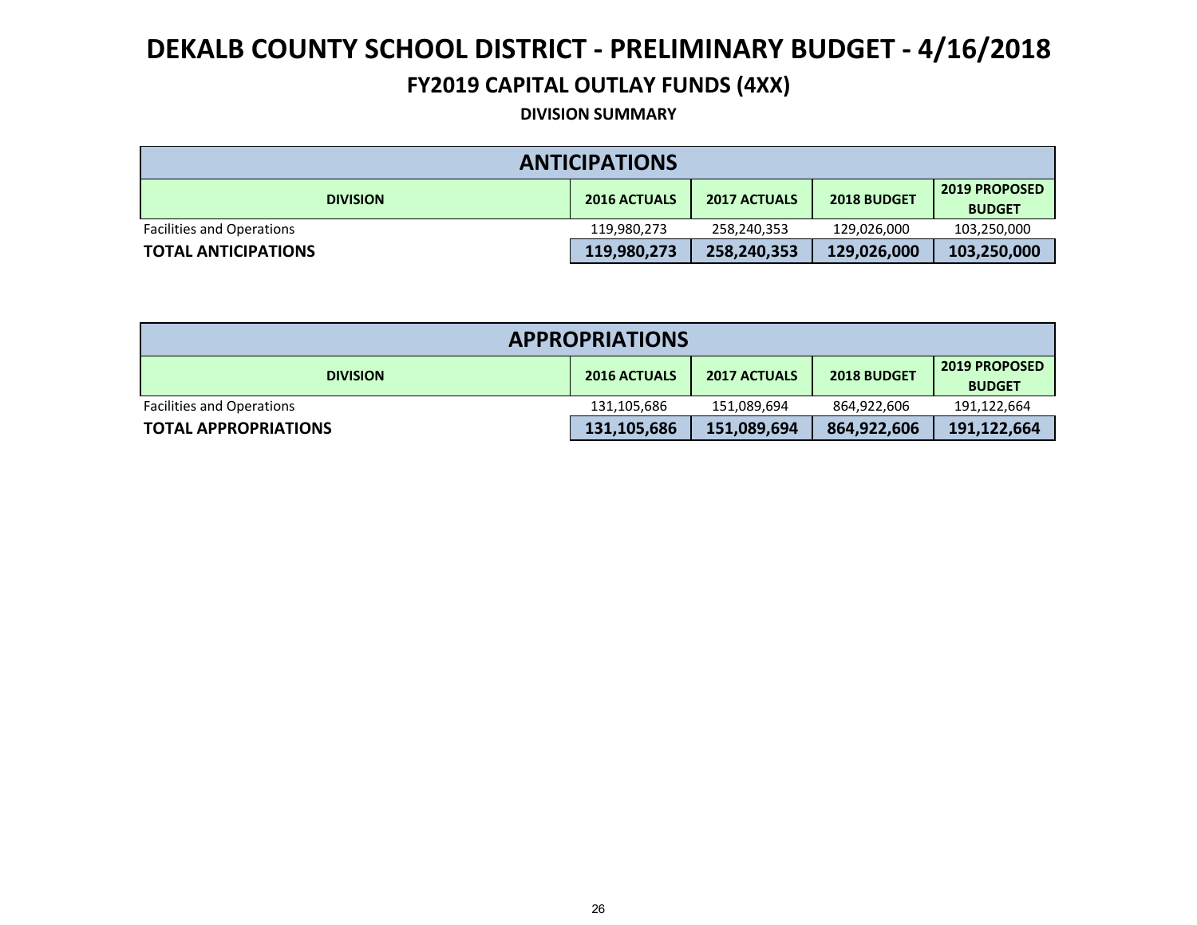# DEKALB COUNTY SCHOOL DISTRICT - PRELIMINARY BUDGET - 4/16/2018

## FY2019 CAPITAL OUTLAY FUNDS (4XX)

### DIVISION SUMMARY

| ANTICIPATIONS | | | | |
|---|---|---|---|---|
| **DIVISION** | **2016 ACTUALS** | **2017 ACTUALS** | **2018 BUDGET** | **2019 PROPOSED BUDGET** |
| Facilities and Operations | 119,980,273 | 258,240,353 | 129,026,000 | 103,250,000 |
| **TOTAL ANTICIPATIONS** | **119,980,273** | **258,240,353** | **129,026,000** | **103,250,000** |

| APPROPRIATIONS | | | | |
|---|---|---|---|---|
| **DIVISION** | **2016 ACTUALS** | **2017 ACTUALS** | **2018 BUDGET** | **2019 PROPOSED BUDGET** |
| Facilities and Operations | 131,105,686 | 151,089,694 | 864,922,606 | 191,122,664 |
| **TOTAL APPROPRIATIONS** | **131,105,686** | **151,089,694** | **864,922,606** | **191,122,664** |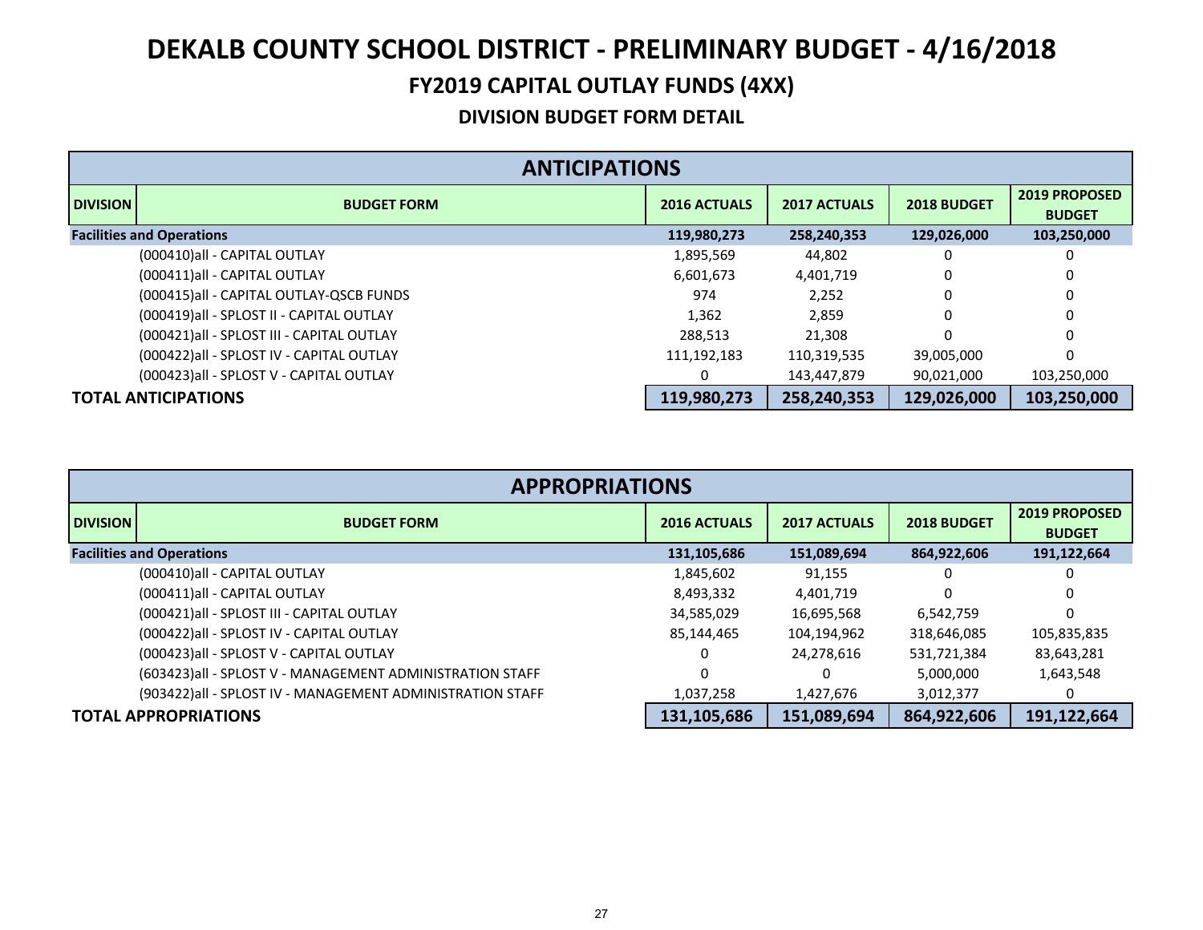# DEKALB COUNTY SCHOOL DISTRICT - PRELIMINARY BUDGET - 4/16/2018

## FY2019 CAPITAL OUTLAY FUNDS (4XX)

### DIVISION BUDGET FORM DETAIL

| ANTICIPATIONS | | | | | |
|---|---|---|---|---|---|
| **DIVISION** | **BUDGET FORM** | **2016 ACTUALS** | **2017 ACTUALS** | **2018 BUDGET** | **2019 PROPOSED BUDGET** |
| **Facilities and Operations** | | **119,980,273** | **258,240,353** | **129,026,000** | **103,250,000** |
| | (000410)all - CAPITAL OUTLAY | 1,895,569 | 44,802 | 0 | 0 |
| | (000411)all - CAPITAL OUTLAY | 6,601,673 | 4,401,719 | 0 | 0 |
| | (000415)all - CAPITAL OUTLAY-QSCB FUNDS | 974 | 2,252 | 0 | 0 |
| | (000419)all - SPLOST II - CAPITAL OUTLAY | 1,362 | 2,859 | 0 | 0 |
| | (000421)all - SPLOST III - CAPITAL OUTLAY | 288,513 | 21,308 | 0 | 0 |
| | (000422)all - SPLOST IV - CAPITAL OUTLAY | 111,192,183 | 110,319,535 | 39,005,000 | 0 |
| | (000423)all - SPLOST V - CAPITAL OUTLAY | 0 | 143,447,879 | 90,021,000 | 103,250,000 |
| **TOTAL ANTICIPATIONS** | | **119,980,273** | **258,240,353** | **129,026,000** | **103,250,000** |

| APPROPRIATIONS | | | | | |
|---|---|---|---|---|---|
| **DIVISION** | **BUDGET FORM** | **2016 ACTUALS** | **2017 ACTUALS** | **2018 BUDGET** | **2019 PROPOSED BUDGET** |
| **Facilities and Operations** | | **131,105,686** | **151,089,694** | **864,922,606** | **191,122,664** |
| | (000410)all - CAPITAL OUTLAY | 1,845,602 | 91,155 | 0 | 0 |
| | (000411)all - CAPITAL OUTLAY | 8,493,332 | 4,401,719 | 0 | 0 |
| | (000421)all - SPLOST III - CAPITAL OUTLAY | 34,585,029 | 16,695,568 | 6,542,759 | 0 |
| | (000422)all - SPLOST IV - CAPITAL OUTLAY | 85,144,465 | 104,194,962 | 318,646,085 | 105,835,835 |
| | (000423)all - SPLOST V - CAPITAL OUTLAY | 0 | 24,278,616 | 531,721,384 | 83,643,281 |
| | (603423)all - SPLOST V - MANAGEMENT ADMINISTRATION STAFF | 0 | 0 | 5,000,000 | 1,643,548 |
| | (903422)all - SPLOST IV - MANAGEMENT ADMINISTRATION STAFF | 1,037,258 | 1,427,676 | 3,012,377 | 0 |
| **TOTAL APPROPRIATIONS** | | **131,105,686** | **151,089,694** | **864,922,606** | **191,122,664** |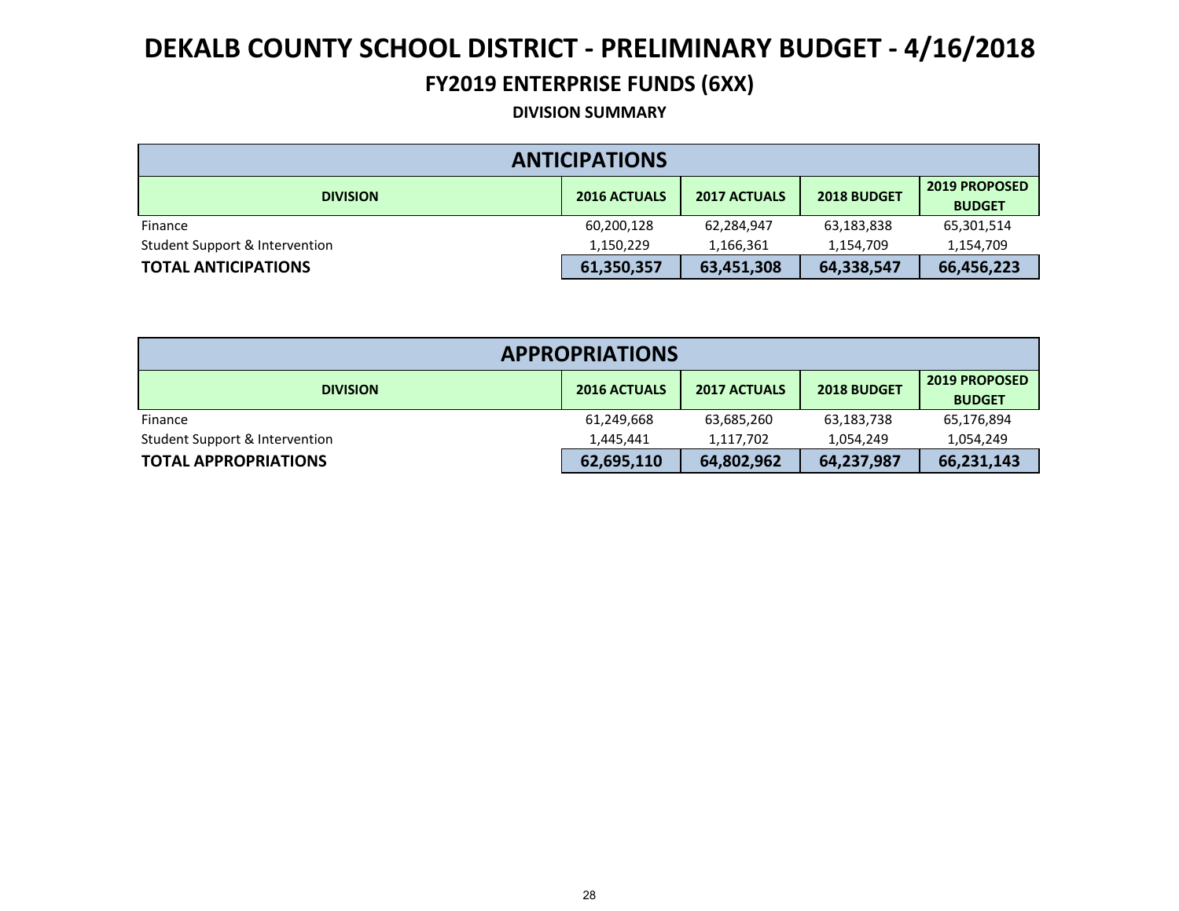# DEKALB COUNTY SCHOOL DISTRICT - PRELIMINARY BUDGET - 4/16/2018

## FY2019 ENTERPRISE FUNDS (6XX)

### DIVISION SUMMARY

| ANTICIPATIONS | | | | |
|---|---|---|---|---|
| **DIVISION** | **2016 ACTUALS** | **2017 ACTUALS** | **2018 BUDGET** | **2019 PROPOSED BUDGET** |
| Finance | 60,200,128 | 62,284,947 | 63,183,838 | 65,301,514 |
| Student Support & Intervention | 1,150,229 | 1,166,361 | 1,154,709 | 1,154,709 |
| **TOTAL ANTICIPATIONS** | **61,350,357** | **63,451,308** | **64,338,547** | **66,456,223** |

| APPROPRIATIONS | | | | |
|---|---|---|---|---|
| **DIVISION** | **2016 ACTUALS** | **2017 ACTUALS** | **2018 BUDGET** | **2019 PROPOSED BUDGET** |
| Finance | 61,249,668 | 63,685,260 | 63,183,738 | 65,176,894 |
| Student Support & Intervention | 1,445,441 | 1,117,702 | 1,054,249 | 1,054,249 |
| **TOTAL APPROPRIATIONS** | **62,695,110** | **64,802,962** | **64,237,987** | **66,231,143** |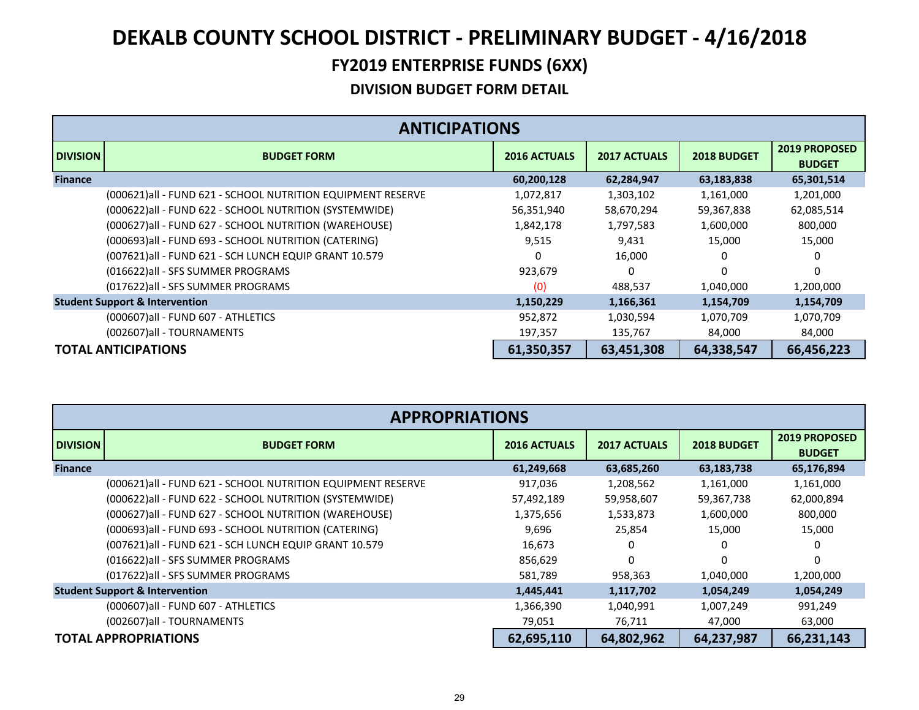# DEKALB COUNTY SCHOOL DISTRICT - PRELIMINARY BUDGET - 4/16/2018

## FY2019 ENTERPRISE FUNDS (6XX)

### DIVISION BUDGET FORM DETAIL

| ANTICIPATIONS | | | | | |
|---|---|---|---|---|---|
| **DIVISION** | **BUDGET FORM** | **2016 ACTUALS** | **2017 ACTUALS** | **2018 BUDGET** | **2019 PROPOSED BUDGET** |
| **Finance** | | **60,200,128** | **62,284,947** | **63,183,838** | **65,301,514** |
| | (000621)all - FUND 621 - SCHOOL NUTRITION EQUIPMENT RESERVE | 1,072,817 | 1,303,102 | 1,161,000 | 1,201,000 |
| | (000622)all - FUND 622 - SCHOOL NUTRITION (SYSTEMWIDE) | 56,351,940 | 58,670,294 | 59,367,838 | 62,085,514 |
| | (000627)all - FUND 627 - SCHOOL NUTRITION (WAREHOUSE) | 1,842,178 | 1,797,583 | 1,600,000 | 800,000 |
| | (000693)all - FUND 693 - SCHOOL NUTRITION (CATERING) | 9,515 | 9,431 | 15,000 | 15,000 |
| | (007621)all - FUND 621 - SCH LUNCH EQUIP GRANT 10.579 | 0 | 16,000 | 0 | 0 |
| | (016622)all - SFS SUMMER PROGRAMS | 923,679 | 0 | 0 | 0 |
| | (017622)all - SFS SUMMER PROGRAMS | (0) | 488,537 | 1,040,000 | 1,200,000 |
| **Student Support & Intervention** | | **1,150,229** | **1,166,361** | **1,154,709** | **1,154,709** |
| | (000607)all - FUND 607 - ATHLETICS | 952,872 | 1,030,594 | 1,070,709 | 1,070,709 |
| | (002607)all - TOURNAMENTS | 197,357 | 135,767 | 84,000 | 84,000 |
| **TOTAL ANTICIPATIONS** | | **61,350,357** | **63,451,308** | **64,338,547** | **66,456,223** |

| APPROPRIATIONS | | | | | |
|---|---|---|---|---|---|
| **DIVISION** | **BUDGET FORM** | **2016 ACTUALS** | **2017 ACTUALS** | **2018 BUDGET** | **2019 PROPOSED BUDGET** |
| **Finance** | | **61,249,668** | **63,685,260** | **63,183,738** | **65,176,894** |
| | (000621)all - FUND 621 - SCHOOL NUTRITION EQUIPMENT RESERVE | 917,036 | 1,208,562 | 1,161,000 | 1,161,000 |
| | (000622)all - FUND 622 - SCHOOL NUTRITION (SYSTEMWIDE) | 57,492,189 | 59,958,607 | 59,367,738 | 62,000,894 |
| | (000627)all - FUND 627 - SCHOOL NUTRITION (WAREHOUSE) | 1,375,656 | 1,533,873 | 1,600,000 | 800,000 |
| | (000693)all - FUND 693 - SCHOOL NUTRITION (CATERING) | 9,696 | 25,854 | 15,000 | 15,000 |
| | (007621)all - FUND 621 - SCH LUNCH EQUIP GRANT 10.579 | 16,673 | 0 | 0 | 0 |
| | (016622)all - SFS SUMMER PROGRAMS | 856,629 | 0 | 0 | 0 |
| | (017622)all - SFS SUMMER PROGRAMS | 581,789 | 958,363 | 1,040,000 | 1,200,000 |
| **Student Support & Intervention** | | **1,445,441** | **1,117,702** | **1,054,249** | **1,054,249** |
| | (000607)all - FUND 607 - ATHLETICS | 1,366,390 | 1,040,991 | 1,007,249 | 991,249 |
| | (002607)all - TOURNAMENTS | 79,051 | 76,711 | 47,000 | 63,000 |
| **TOTAL APPROPRIATIONS** | | **62,695,110** | **64,802,962** | **64,237,987** | **66,231,143** |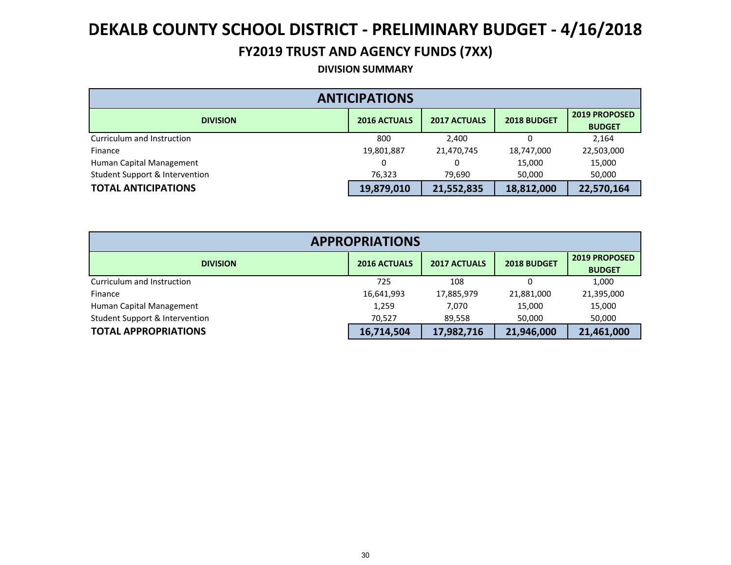# DEKALB COUNTY SCHOOL DISTRICT - PRELIMINARY BUDGET - 4/16/2018

## FY2019 TRUST AND AGENCY FUNDS (7XX)

### DIVISION SUMMARY

| ANTICIPATIONS | | | | |
|---|---|---|---|---|
| **DIVISION** | **2016 ACTUALS** | **2017 ACTUALS** | **2018 BUDGET** | **2019 PROPOSED BUDGET** |
| Curriculum and Instruction | 800 | 2,400 | 0 | 2,164 |
| Finance | 19,801,887 | 21,470,745 | 18,747,000 | 22,503,000 |
| Human Capital Management | 0 | 0 | 15,000 | 15,000 |
| Student Support & Intervention | 76,323 | 79,690 | 50,000 | 50,000 |
| **TOTAL ANTICIPATIONS** | **19,879,010** | **21,552,835** | **18,812,000** | **22,570,164** |

| APPROPRIATIONS | | | | |
|---|---|---|---|---|
| **DIVISION** | **2016 ACTUALS** | **2017 ACTUALS** | **2018 BUDGET** | **2019 PROPOSED BUDGET** |
| Curriculum and Instruction | 725 | 108 | 0 | 1,000 |
| Finance | 16,641,993 | 17,885,979 | 21,881,000 | 21,395,000 |
| Human Capital Management | 1,259 | 7,070 | 15,000 | 15,000 |
| Student Support & Intervention | 70,527 | 89,558 | 50,000 | 50,000 |
| **TOTAL APPROPRIATIONS** | **16,714,504** | **17,982,716** | **21,946,000** | **21,461,000** |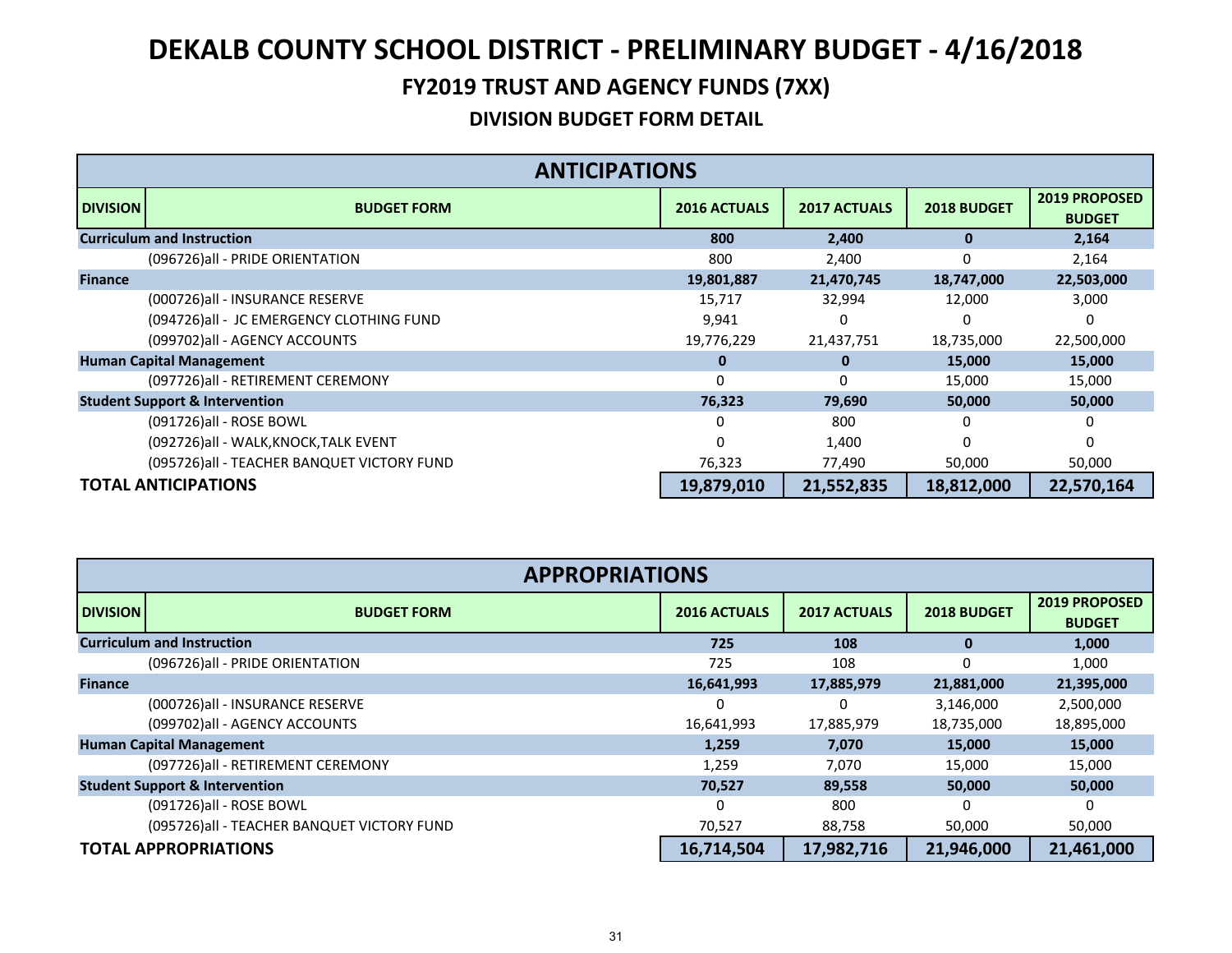# DEKALB COUNTY SCHOOL DISTRICT - PRELIMINARY BUDGET - 4/16/2018

## FY2019 TRUST AND AGENCY FUNDS (7XX)

### DIVISION BUDGET FORM DETAIL

| ANTICIPATIONS | | | | | |
|---|---|---|---|---|---|
| **DIVISION** | **BUDGET FORM** | **2016 ACTUALS** | **2017 ACTUALS** | **2018 BUDGET** | **2019 PROPOSED BUDGET** |
| **Curriculum and Instruction** | | **800** | **2,400** | **0** | **2,164** |
| | (096726)all - PRIDE ORIENTATION | 800 | 2,400 | 0 | 2,164 |
| **Finance** | | **19,801,887** | **21,470,745** | **18,747,000** | **22,503,000** |
| | (000726)all - INSURANCE RESERVE | 15,717 | 32,994 | 12,000 | 3,000 |
| | (094726)all - JC EMERGENCY CLOTHING FUND | 9,941 | 0 | 0 | 0 |
| | (099702)all - AGENCY ACCOUNTS | 19,776,229 | 21,437,751 | 18,735,000 | 22,500,000 |
| **Human Capital Management** | | **0** | **0** | **15,000** | **15,000** |
| | (097726)all - RETIREMENT CEREMONY | 0 | 0 | 15,000 | 15,000 |
| **Student Support & Intervention** | | **76,323** | **79,690** | **50,000** | **50,000** |
| | (091726)all - ROSE BOWL | 0 | 800 | 0 | 0 |
| | (092726)all - WALK,KNOCK,TALK EVENT | 0 | 1,400 | 0 | 0 |
| | (095726)all - TEACHER BANQUET VICTORY FUND | 76,323 | 77,490 | 50,000 | 50,000 |
| **TOTAL ANTICIPATIONS** | | **19,879,010** | **21,552,835** | **18,812,000** | **22,570,164** |

| APPROPRIATIONS | | | | | |
|---|---|---|---|---|---|
| **DIVISION** | **BUDGET FORM** | **2016 ACTUALS** | **2017 ACTUALS** | **2018 BUDGET** | **2019 PROPOSED BUDGET** |
| **Curriculum and Instruction** | | **725** | **108** | **0** | **1,000** |
| | (096726)all - PRIDE ORIENTATION | 725 | 108 | 0 | 1,000 |
| **Finance** | | **16,641,993** | **17,885,979** | **21,881,000** | **21,395,000** |
| | (000726)all - INSURANCE RESERVE | 0 | 0 | 3,146,000 | 2,500,000 |
| | (099702)all - AGENCY ACCOUNTS | 16,641,993 | 17,885,979 | 18,735,000 | 18,895,000 |
| **Human Capital Management** | | **1,259** | **7,070** | **15,000** | **15,000** |
| | (097726)all - RETIREMENT CEREMONY | 1,259 | 7,070 | 15,000 | 15,000 |
| **Student Support & Intervention** | | **70,527** | **89,558** | **50,000** | **50,000** |
| | (091726)all - ROSE BOWL | 0 | 800 | 0 | 0 |
| | (095726)all - TEACHER BANQUET VICTORY FUND | 70,527 | 88,758 | 50,000 | 50,000 |
| **TOTAL APPROPRIATIONS** | | **16,714,504** | **17,982,716** | **21,946,000** | **21,461,000** |